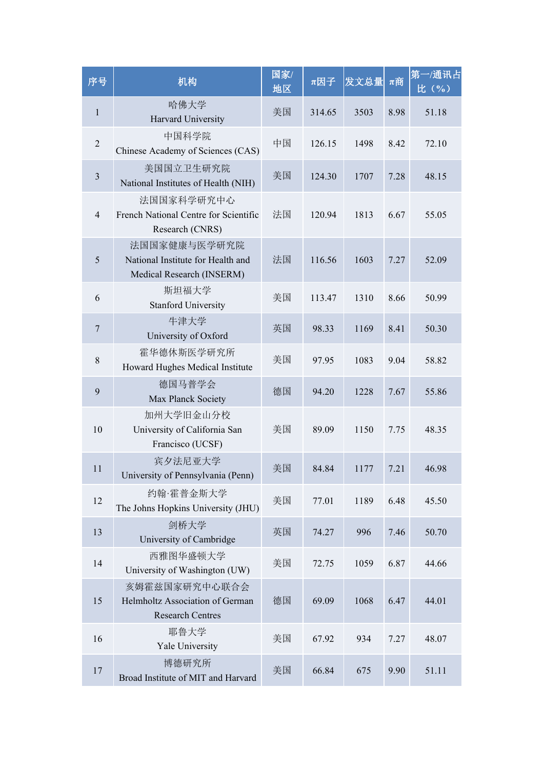| 序号 | 机构 | 国家/地区 | π因子 | 发文总量 | π商 | 第一/通讯占比（%） |
|---|---|---|---|---|---|---|
| 1 | 哈佛大学 Harvard University | 美国 | 314.65 | 3503 | 8.98 | 51.18 |
| 2 | 中国科学院 Chinese Academy of Sciences (CAS) | 中国 | 126.15 | 1498 | 8.42 | 72.10 |
| 3 | 美国国立卫生研究院 National Institutes of Health (NIH) | 美国 | 124.30 | 1707 | 7.28 | 48.15 |
| 4 | 法国国家科学研究中心 French National Centre for Scientific Research (CNRS) | 法国 | 120.94 | 1813 | 6.67 | 55.05 |
| 5 | 法国国家健康与医学研究院 National Institute for Health and Medical Research (INSERM) | 法国 | 116.56 | 1603 | 7.27 | 52.09 |
| 6 | 斯坦福大学 Stanford University | 美国 | 113.47 | 1310 | 8.66 | 50.99 |
| 7 | 牛津大学 University of Oxford | 英国 | 98.33 | 1169 | 8.41 | 50.30 |
| 8 | 霍华德休斯医学研究所 Howard Hughes Medical Institute | 美国 | 97.95 | 1083 | 9.04 | 58.82 |
| 9 | 德国马普学会 Max Planck Society | 德国 | 94.20 | 1228 | 7.67 | 55.86 |
| 10 | 加州大学旧金山分校 University of California San Francisco (UCSF) | 美国 | 89.09 | 1150 | 7.75 | 48.35 |
| 11 | 宾夕法尼亚大学 University of Pennsylvania (Penn) | 美国 | 84.84 | 1177 | 7.21 | 46.98 |
| 12 | 约翰·霍普金斯大学 The Johns Hopkins University (JHU) | 美国 | 77.01 | 1189 | 6.48 | 45.50 |
| 13 | 剑桥大学 University of Cambridge | 英国 | 74.27 | 996 | 7.46 | 50.70 |
| 14 | 西雅图华盛顿大学 University of Washington (UW) | 美国 | 72.75 | 1059 | 6.87 | 44.66 |
| 15 | 亥姆霍兹国家研究中心联合会 Helmholtz Association of German Research Centres | 德国 | 69.09 | 1068 | 6.47 | 44.01 |
| 16 | 耶鲁大学 Yale University | 美国 | 67.92 | 934 | 7.27 | 48.07 |
| 17 | 博德研究所 Broad Institute of MIT and Harvard | 美国 | 66.84 | 675 | 9.90 | 51.11 |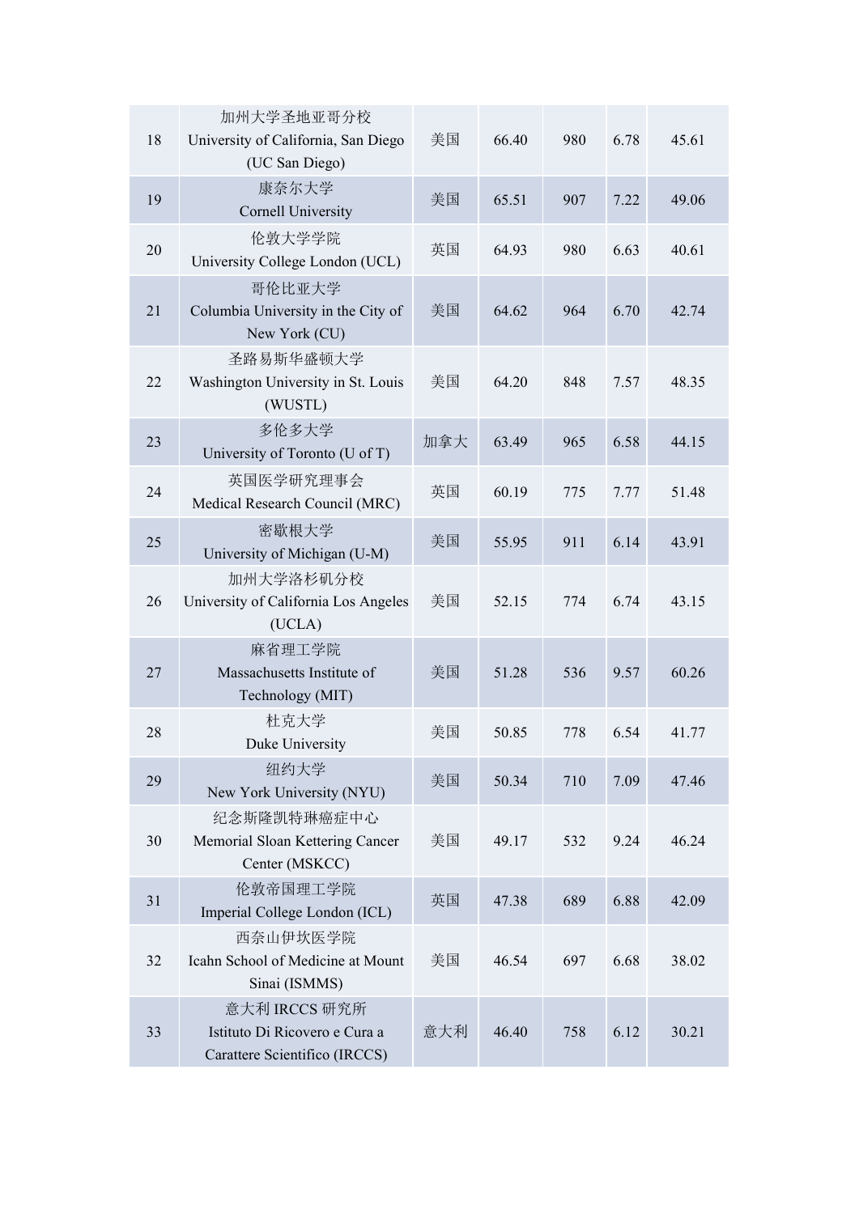| 18 | 加州大学圣地亚哥分校 University of California, San Diego (UC San Diego) | 美国 | 66.40 | 980 | 6.78 | 45.61 |
|---|---|---|---|---|---|---|
| 19 | 康奈尔大学 Cornell University | 美国 | 65.51 | 907 | 7.22 | 49.06 |
| 20 | 伦敦大学学院 University College London (UCL) | 英国 | 64.93 | 980 | 6.63 | 40.61 |
| 21 | 哥伦比亚大学 Columbia University in the City of New York (CU) | 美国 | 64.62 | 964 | 6.70 | 42.74 |
| 22 | 圣路易斯华盛顿大学 Washington University in St. Louis (WUSTL) | 美国 | 64.20 | 848 | 7.57 | 48.35 |
| 23 | 多伦多大学 University of Toronto (U of T) | 加拿大 | 63.49 | 965 | 6.58 | 44.15 |
| 24 | 英国医学研究理事会 Medical Research Council (MRC) | 英国 | 60.19 | 775 | 7.77 | 51.48 |
| 25 | 密歇根大学 University of Michigan (U-M) | 美国 | 55.95 | 911 | 6.14 | 43.91 |
| 26 | 加州大学洛杉矶分校 University of California Los Angeles (UCLA) | 美国 | 52.15 | 774 | 6.74 | 43.15 |
| 27 | 麻省理工学院 Massachusetts Institute of Technology (MIT) | 美国 | 51.28 | 536 | 9.57 | 60.26 |
| 28 | 杜克大学 Duke University | 美国 | 50.85 | 778 | 6.54 | 41.77 |
| 29 | 纽约大学 New York University (NYU) | 美国 | 50.34 | 710 | 7.09 | 47.46 |
| 30 | 纪念斯隆凯特琳癌症中心 Memorial Sloan Kettering Cancer Center (MSKCC) | 美国 | 49.17 | 532 | 9.24 | 46.24 |
| 31 | 伦敦帝国理工学院 Imperial College London (ICL) | 英国 | 47.38 | 689 | 6.88 | 42.09 |
| 32 | 西奈山伊坎医学院 Icahn School of Medicine at Mount Sinai (ISMMS) | 美国 | 46.54 | 697 | 6.68 | 38.02 |
| 33 | 意大利 IRCCS 研究所 Istituto Di Ricovero e Cura a Carattere Scientifico (IRCCS) | 意大利 | 46.40 | 758 | 6.12 | 30.21 |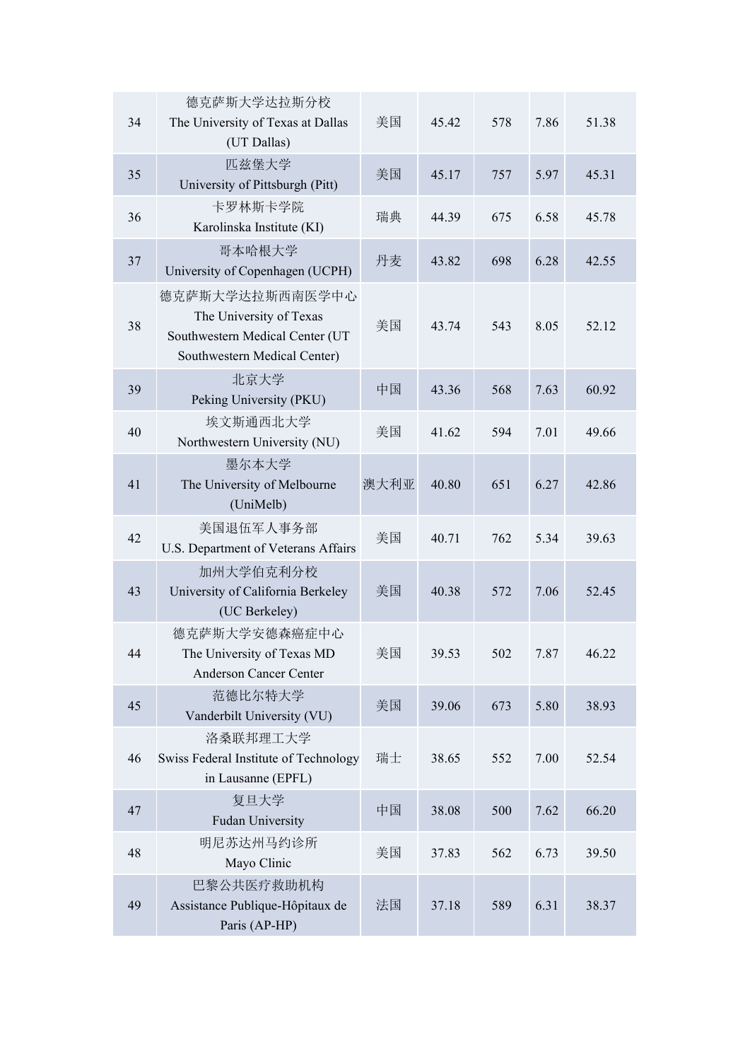| 34 | 德克萨斯大学达拉斯分校 The University of Texas at Dallas (UT Dallas) | 美国 | 45.42 | 578 | 7.86 | 51.38 |
|---|---|---|---|---|---|---|
| 35 | 匹兹堡大学 University of Pittsburgh (Pitt) | 美国 | 45.17 | 757 | 5.97 | 45.31 |
| 36 | 卡罗林斯卡学院 Karolinska Institute (KI) | 瑞典 | 44.39 | 675 | 6.58 | 45.78 |
| 37 | 哥本哈根大学 University of Copenhagen (UCPH) | 丹麦 | 43.82 | 698 | 6.28 | 42.55 |
| 38 | 德克萨斯大学达拉斯西南医学中心 The University of Texas Southwestern Medical Center (UT Southwestern Medical Center) | 美国 | 43.74 | 543 | 8.05 | 52.12 |
| 39 | 北京大学 Peking University (PKU) | 中国 | 43.36 | 568 | 7.63 | 60.92 |
| 40 | 埃文斯通西北大学 Northwestern University (NU) | 美国 | 41.62 | 594 | 7.01 | 49.66 |
| 41 | 墨尔本大学 The University of Melbourne (UniMelb) | 澳大利亚 | 40.80 | 651 | 6.27 | 42.86 |
| 42 | 美国退伍军人事务部 U.S. Department of Veterans Affairs | 美国 | 40.71 | 762 | 5.34 | 39.63 |
| 43 | 加州大学伯克利分校 University of California Berkeley (UC Berkeley) | 美国 | 40.38 | 572 | 7.06 | 52.45 |
| 44 | 德克萨斯大学安德森癌症中心 The University of Texas MD Anderson Cancer Center | 美国 | 39.53 | 502 | 7.87 | 46.22 |
| 45 | 范德比尔特大学 Vanderbilt University (VU) | 美国 | 39.06 | 673 | 5.80 | 38.93 |
| 46 | 洛桑联邦理工大学 Swiss Federal Institute of Technology in Lausanne (EPFL) | 瑞士 | 38.65 | 552 | 7.00 | 52.54 |
| 47 | 复旦大学 Fudan University | 中国 | 38.08 | 500 | 7.62 | 66.20 |
| 48 | 明尼苏达州马约诊所 Mayo Clinic | 美国 | 37.83 | 562 | 6.73 | 39.50 |
| 49 | 巴黎公共医疗救助机构 Assistance Publique-Hôpitaux de Paris (AP-HP) | 法国 | 37.18 | 589 | 6.31 | 38.37 |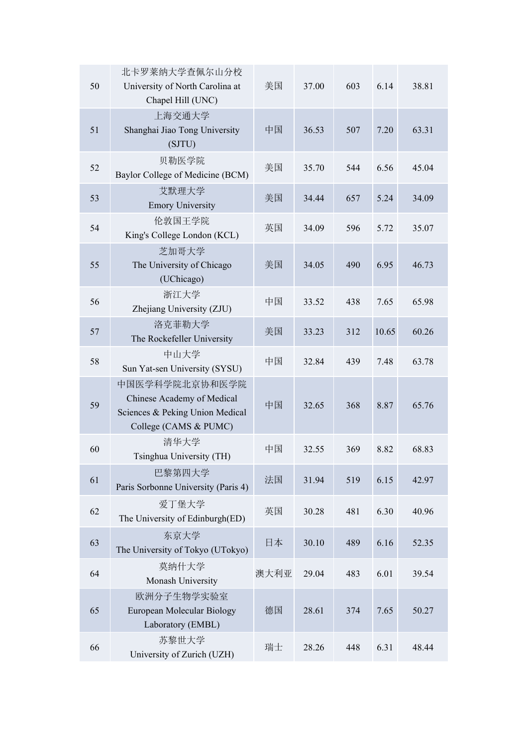| | | | | | | |
|---|---|---|---|---|---|---|
| 50 | 北卡罗莱纳大学查佩尔山分校 University of North Carolina at Chapel Hill (UNC) | 美国 | 37.00 | 603 | 6.14 | 38.81 |
| 51 | 上海交通大学 Shanghai Jiao Tong University (SJTU) | 中国 | 36.53 | 507 | 7.20 | 63.31 |
| 52 | 贝勒医学院 Baylor College of Medicine (BCM) | 美国 | 35.70 | 544 | 6.56 | 45.04 |
| 53 | 艾默理大学 Emory University | 美国 | 34.44 | 657 | 5.24 | 34.09 |
| 54 | 伦敦国王学院 King's College London (KCL) | 英国 | 34.09 | 596 | 5.72 | 35.07 |
| 55 | 芝加哥大学 The University of Chicago (UChicago) | 美国 | 34.05 | 490 | 6.95 | 46.73 |
| 56 | 浙江大学 Zhejiang University (ZJU) | 中国 | 33.52 | 438 | 7.65 | 65.98 |
| 57 | 洛克菲勒大学 The Rockefeller University | 美国 | 33.23 | 312 | 10.65 | 60.26 |
| 58 | 中山大学 Sun Yat-sen University (SYSU) | 中国 | 32.84 | 439 | 7.48 | 63.78 |
| 59 | 中国医学科学院北京协和医学院 Chinese Academy of Medical Sciences & Peking Union Medical College (CAMS & PUMC) | 中国 | 32.65 | 368 | 8.87 | 65.76 |
| 60 | 清华大学 Tsinghua University (TH) | 中国 | 32.55 | 369 | 8.82 | 68.83 |
| 61 | 巴黎第四大学 Paris Sorbonne University (Paris 4) | 法国 | 31.94 | 519 | 6.15 | 42.97 |
| 62 | 爱丁堡大学 The University of Edinburgh(ED) | 英国 | 30.28 | 481 | 6.30 | 40.96 |
| 63 | 东京大学 The University of Tokyo (UTokyo) | 日本 | 30.10 | 489 | 6.16 | 52.35 |
| 64 | 莫纳什大学 Monash University | 澳大利亚 | 29.04 | 483 | 6.01 | 39.54 |
| 65 | 欧洲分子生物学实验室 European Molecular Biology Laboratory (EMBL) | 德国 | 28.61 | 374 | 7.65 | 50.27 |
| 66 | 苏黎世大学 University of Zurich (UZH) | 瑞士 | 28.26 | 448 | 6.31 | 48.44 |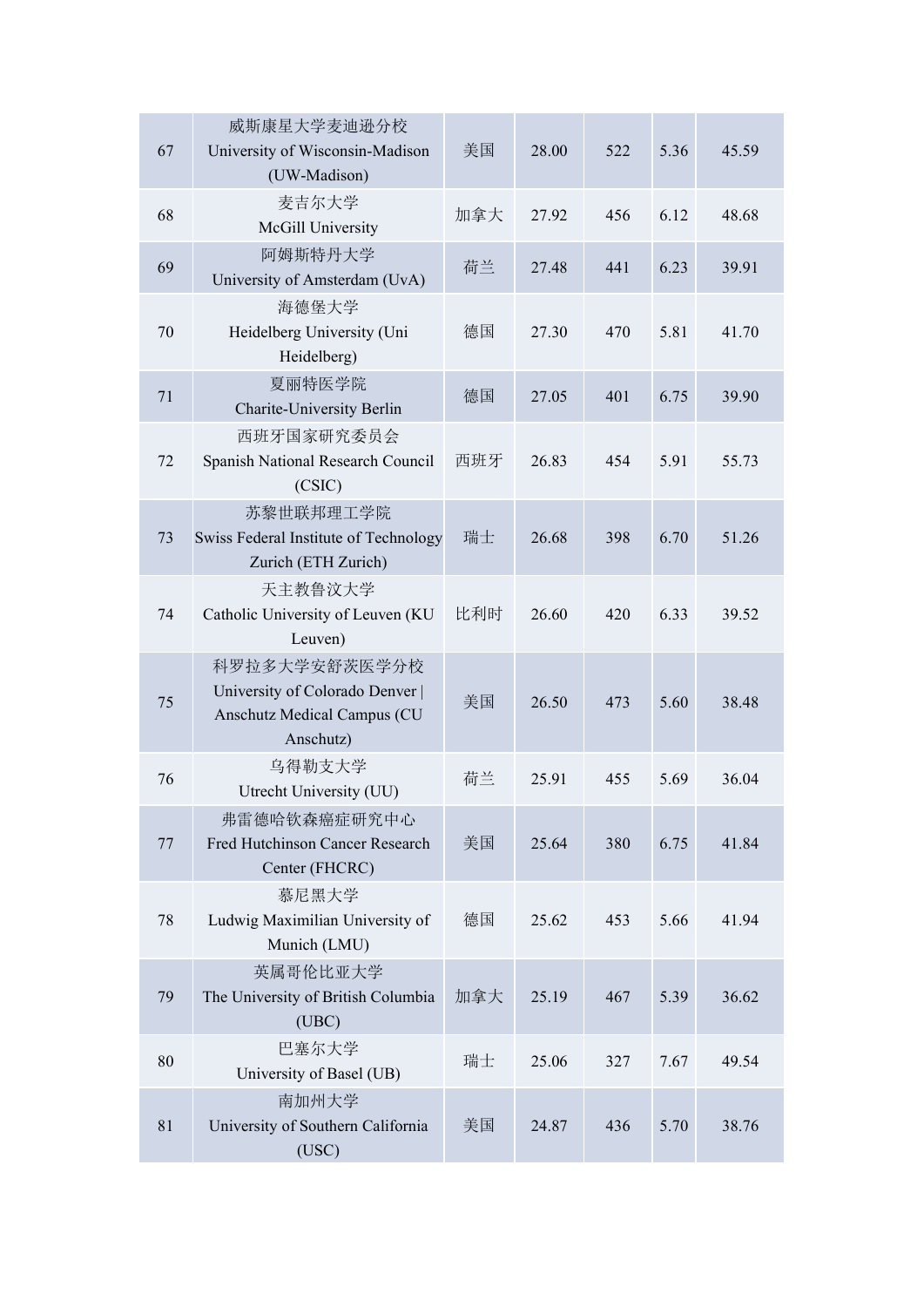| 67 | 威斯康星大学麦迪逊分校 University of Wisconsin-Madison (UW-Madison) | 美国 | 28.00 | 522 | 5.36 | 45.59 |
|---|---|---|---|---|---|---|
| 68 | 麦吉尔大学 McGill University | 加拿大 | 27.92 | 456 | 6.12 | 48.68 |
| 69 | 阿姆斯特丹大学 University of Amsterdam (UvA) | 荷兰 | 27.48 | 441 | 6.23 | 39.91 |
| 70 | 海德堡大学 Heidelberg University (Uni Heidelberg) | 德国 | 27.30 | 470 | 5.81 | 41.70 |
| 71 | 夏丽特医学院 Charite-University Berlin | 德国 | 27.05 | 401 | 6.75 | 39.90 |
| 72 | 西班牙国家研究委员会 Spanish National Research Council (CSIC) | 西班牙 | 26.83 | 454 | 5.91 | 55.73 |
| 73 | 苏黎世联邦理工学院 Swiss Federal Institute of Technology Zurich (ETH Zurich) | 瑞士 | 26.68 | 398 | 6.70 | 51.26 |
| 74 | 天主教鲁汶大学 Catholic University of Leuven (KU Leuven) | 比利时 | 26.60 | 420 | 6.33 | 39.52 |
| 75 | 科罗拉多大学安舒茨医学分校 University of Colorado Denver \| Anschutz Medical Campus (CU Anschutz) | 美国 | 26.50 | 473 | 5.60 | 38.48 |
| 76 | 乌得勒支大学 Utrecht University (UU) | 荷兰 | 25.91 | 455 | 5.69 | 36.04 |
| 77 | 弗雷德哈钦森癌症研究中心 Fred Hutchinson Cancer Research Center (FHCRC) | 美国 | 25.64 | 380 | 6.75 | 41.84 |
| 78 | 慕尼黑大学 Ludwig Maximilian University of Munich (LMU) | 德国 | 25.62 | 453 | 5.66 | 41.94 |
| 79 | 英属哥伦比亚大学 The University of British Columbia (UBC) | 加拿大 | 25.19 | 467 | 5.39 | 36.62 |
| 80 | 巴塞尔大学 University of Basel (UB) | 瑞士 | 25.06 | 327 | 7.67 | 49.54 |
| 81 | 南加州大学 University of Southern California (USC) | 美国 | 24.87 | 436 | 5.70 | 38.76 |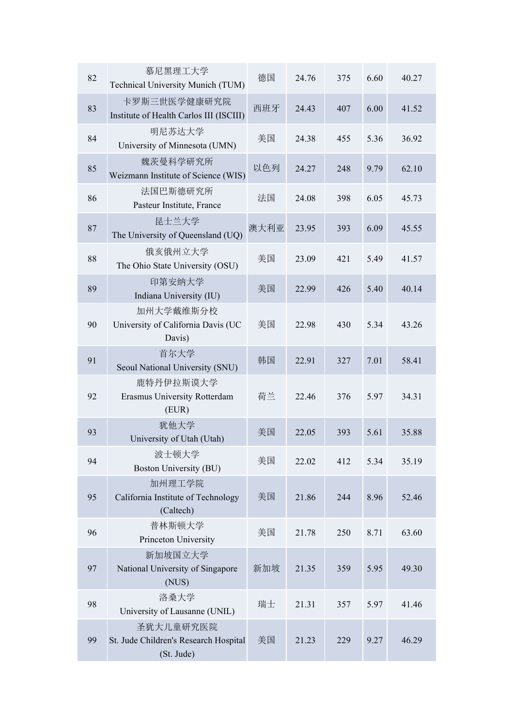| 82 | 慕尼黑理工大学 Technical University Munich (TUM) | 德国 | 24.76 | 375 | 6.60 | 40.27 |
|---|---|---|---|---|---|---|
| 83 | 卡罗斯三世医学健康研究院 Institute of Health Carlos III (ISCIII) | 西班牙 | 24.43 | 407 | 6.00 | 41.52 |
| 84 | 明尼苏达大学 University of Minnesota (UMN) | 美国 | 24.38 | 455 | 5.36 | 36.92 |
| 85 | 魏茨曼科学研究所 Weizmann Institute of Science (WIS) | 以色列 | 24.27 | 248 | 9.79 | 62.10 |
| 86 | 法国巴斯德研究所 Pasteur Institute, France | 法国 | 24.08 | 398 | 6.05 | 45.73 |
| 87 | 昆士兰大学 The University of Queensland (UQ) | 澳大利亚 | 23.95 | 393 | 6.09 | 45.55 |
| 88 | 俄亥俄州立大学 The Ohio State University (OSU) | 美国 | 23.09 | 421 | 5.49 | 41.57 |
| 89 | 印第安纳大学 Indiana University (IU) | 美国 | 22.99 | 426 | 5.40 | 40.14 |
| 90 | 加州大学戴维斯分校 University of California Davis (UC Davis) | 美国 | 22.98 | 430 | 5.34 | 43.26 |
| 91 | 首尔大学 Seoul National University (SNU) | 韩国 | 22.91 | 327 | 7.01 | 58.41 |
| 92 | 鹿特丹伊拉斯谟大学 Erasmus University Rotterdam (EUR) | 荷兰 | 22.46 | 376 | 5.97 | 34.31 |
| 93 | 犹他大学 University of Utah (Utah) | 美国 | 22.05 | 393 | 5.61 | 35.88 |
| 94 | 波士顿大学 Boston University (BU) | 美国 | 22.02 | 412 | 5.34 | 35.19 |
| 95 | 加州理工学院 California Institute of Technology (Caltech) | 美国 | 21.86 | 244 | 8.96 | 52.46 |
| 96 | 普林斯顿大学 Princeton University | 美国 | 21.78 | 250 | 8.71 | 63.60 |
| 97 | 新加坡国立大学 National University of Singapore (NUS) | 新加坡 | 21.35 | 359 | 5.95 | 49.30 |
| 98 | 洛桑大学 University of Lausanne (UNIL) | 瑞士 | 21.31 | 357 | 5.97 | 41.46 |
| 99 | 圣犹大儿童研究医院 St. Jude Children's Research Hospital (St. Jude) | 美国 | 21.23 | 229 | 9.27 | 46.29 |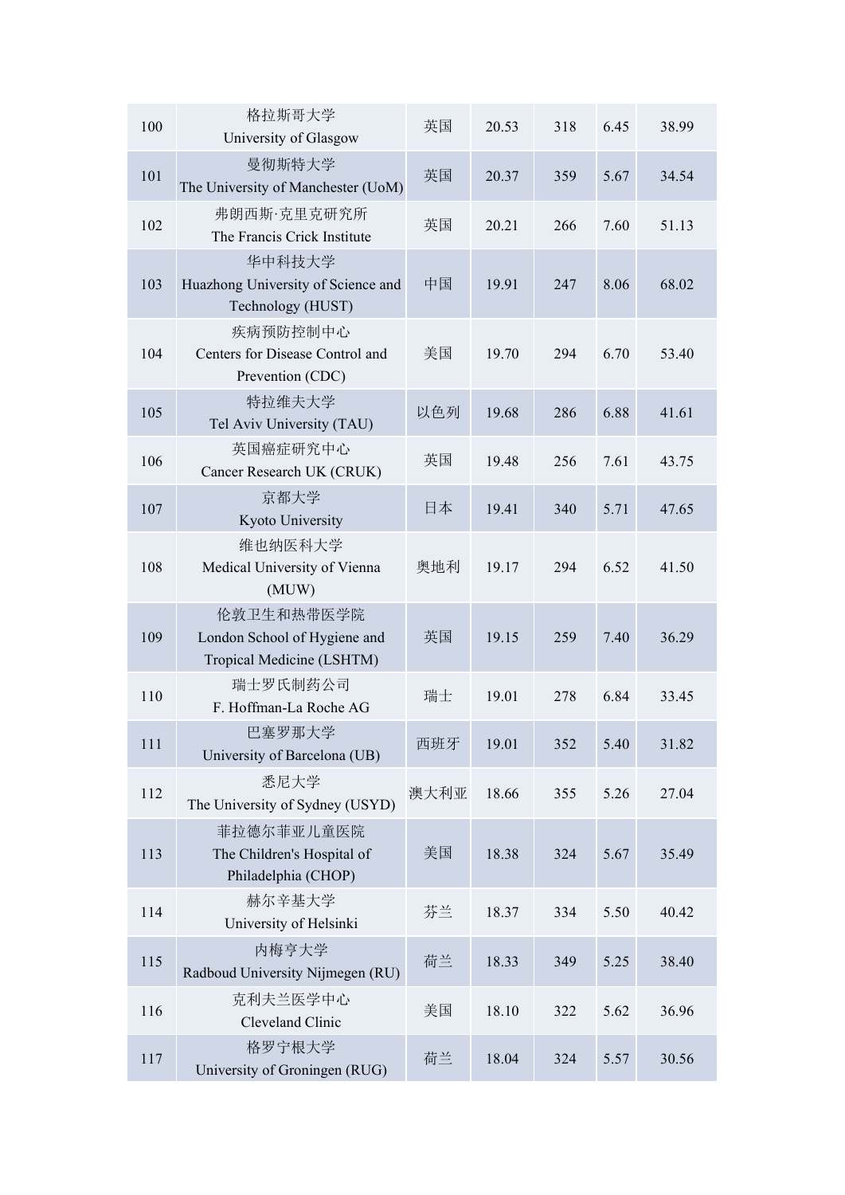| 100 | 格拉斯哥大学<br>University of Glasgow | 英国 | 20.53 | 318 | 6.45 | 38.99 |
|---|---|---|---|---|---|---|
| 101 | 曼彻斯特大学<br>The University of Manchester (UoM) | 英国 | 20.37 | 359 | 5.67 | 34.54 |
| 102 | 弗朗西斯·克里克研究所<br>The Francis Crick Institute | 英国 | 20.21 | 266 | 7.60 | 51.13 |
| 103 | 华中科技大学<br>Huazhong University of Science and Technology (HUST) | 中国 | 19.91 | 247 | 8.06 | 68.02 |
| 104 | 疾病预防控制中心<br>Centers for Disease Control and Prevention (CDC) | 美国 | 19.70 | 294 | 6.70 | 53.40 |
| 105 | 特拉维夫大学<br>Tel Aviv University (TAU) | 以色列 | 19.68 | 286 | 6.88 | 41.61 |
| 106 | 英国癌症研究中心<br>Cancer Research UK (CRUK) | 英国 | 19.48 | 256 | 7.61 | 43.75 |
| 107 | 京都大学<br>Kyoto University | 日本 | 19.41 | 340 | 5.71 | 47.65 |
| 108 | 维也纳医科大学<br>Medical University of Vienna (MUW) | 奥地利 | 19.17 | 294 | 6.52 | 41.50 |
| 109 | 伦敦卫生和热带医学院<br>London School of Hygiene and Tropical Medicine (LSHTM) | 英国 | 19.15 | 259 | 7.40 | 36.29 |
| 110 | 瑞士罗氏制药公司<br>F. Hoffman-La Roche AG | 瑞士 | 19.01 | 278 | 6.84 | 33.45 |
| 111 | 巴塞罗那大学<br>University of Barcelona (UB) | 西班牙 | 19.01 | 352 | 5.40 | 31.82 |
| 112 | 悉尼大学<br>The University of Sydney (USYD) | 澳大利亚 | 18.66 | 355 | 5.26 | 27.04 |
| 113 | 菲拉德尔菲亚儿童医院<br>The Children's Hospital of Philadelphia (CHOP) | 美国 | 18.38 | 324 | 5.67 | 35.49 |
| 114 | 赫尔辛基大学<br>University of Helsinki | 芬兰 | 18.37 | 334 | 5.50 | 40.42 |
| 115 | 内梅亨大学<br>Radboud University Nijmegen (RU) | 荷兰 | 18.33 | 349 | 5.25 | 38.40 |
| 116 | 克利夫兰医学中心<br>Cleveland Clinic | 美国 | 18.10 | 322 | 5.62 | 36.96 |
| 117 | 格罗宁根大学<br>University of Groningen (RUG) | 荷兰 | 18.04 | 324 | 5.57 | 30.56 |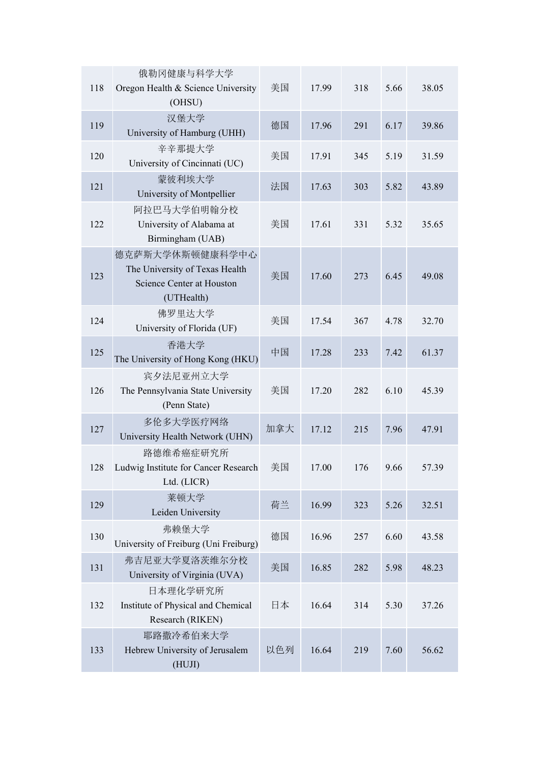| | | | | | | |
|---|---|---|---|---|---|---|
| 118 | 俄勒冈健康与科学大学 Oregon Health & Science University (OHSU) | 美国 | 17.99 | 318 | 5.66 | 38.05 |
| 119 | 汉堡大学 University of Hamburg (UHH) | 德国 | 17.96 | 291 | 6.17 | 39.86 |
| 120 | 辛辛那提大学 University of Cincinnati (UC) | 美国 | 17.91 | 345 | 5.19 | 31.59 |
| 121 | 蒙彼利埃大学 University of Montpellier | 法国 | 17.63 | 303 | 5.82 | 43.89 |
| 122 | 阿拉巴马大学伯明翰分校 University of Alabama at Birmingham (UAB) | 美国 | 17.61 | 331 | 5.32 | 35.65 |
| 123 | 德克萨斯大学休斯顿健康科学中心 The University of Texas Health Science Center at Houston (UTHealth) | 美国 | 17.60 | 273 | 6.45 | 49.08 |
| 124 | 佛罗里达大学 University of Florida (UF) | 美国 | 17.54 | 367 | 4.78 | 32.70 |
| 125 | 香港大学 The University of Hong Kong (HKU) | 中国 | 17.28 | 233 | 7.42 | 61.37 |
| 126 | 宾夕法尼亚州立大学 The Pennsylvania State University (Penn State) | 美国 | 17.20 | 282 | 6.10 | 45.39 |
| 127 | 多伦多大学医疗网络 University Health Network (UHN) | 加拿大 | 17.12 | 215 | 7.96 | 47.91 |
| 128 | 路德维希癌症研究所 Ludwig Institute for Cancer Research Ltd. (LICR) | 美国 | 17.00 | 176 | 9.66 | 57.39 |
| 129 | 莱顿大学 Leiden University | 荷兰 | 16.99 | 323 | 5.26 | 32.51 |
| 130 | 弗赖堡大学 University of Freiburg (Uni Freiburg) | 德国 | 16.96 | 257 | 6.60 | 43.58 |
| 131 | 弗吉尼亚大学夏洛茨维尔分校 University of Virginia (UVA) | 美国 | 16.85 | 282 | 5.98 | 48.23 |
| 132 | 日本理化学研究所 Institute of Physical and Chemical Research (RIKEN) | 日本 | 16.64 | 314 | 5.30 | 37.26 |
| 133 | 耶路撒冷希伯来大学 Hebrew University of Jerusalem (HUJI) | 以色列 | 16.64 | 219 | 7.60 | 56.62 |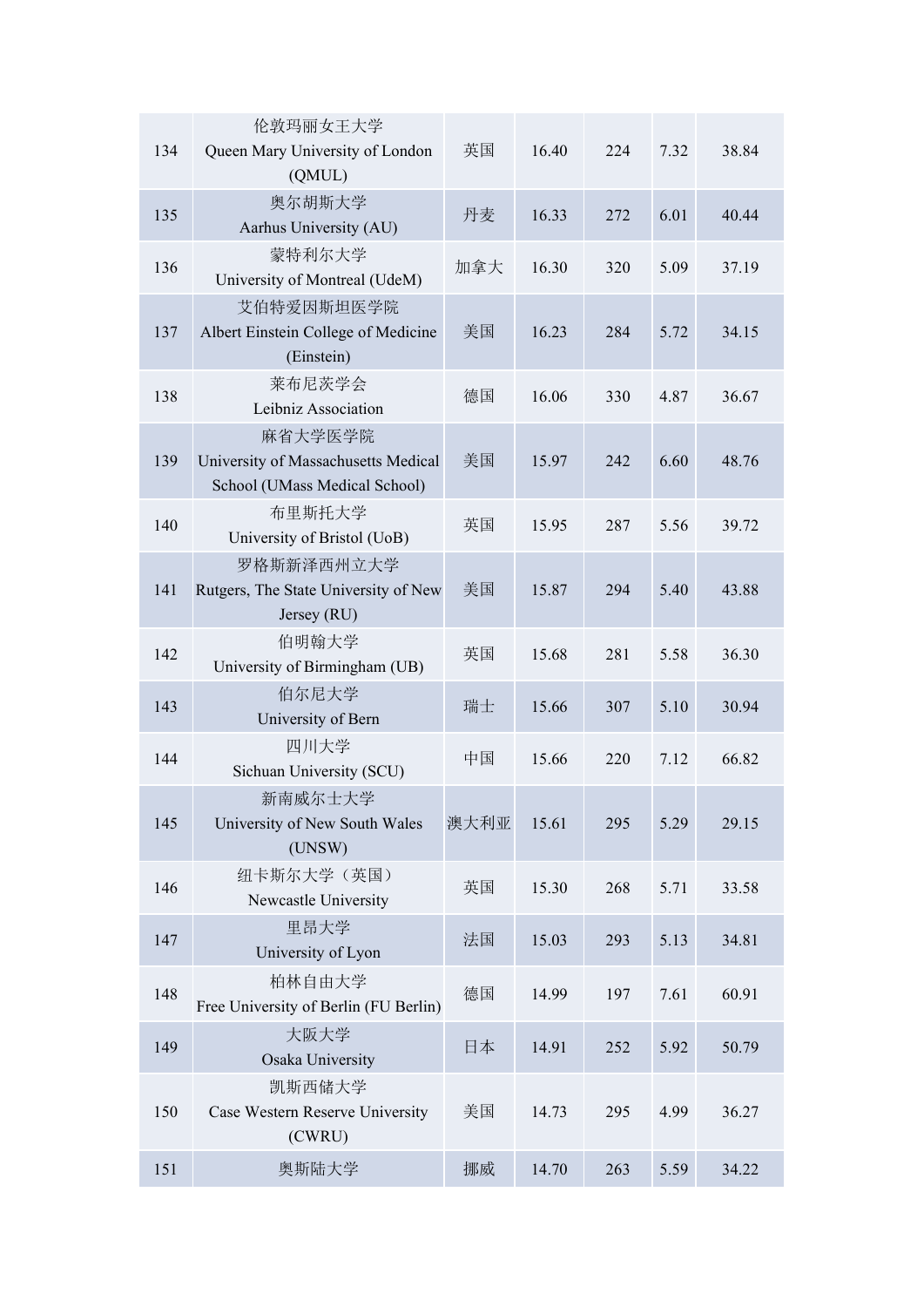| | | | | | | |
|---|---|---|---|---|---|---|
| 134 | 伦敦玛丽女王大学 Queen Mary University of London (QMUL) | 英国 | 16.40 | 224 | 7.32 | 38.84 |
| 135 | 奥尔胡斯大学 Aarhus University (AU) | 丹麦 | 16.33 | 272 | 6.01 | 40.44 |
| 136 | 蒙特利尔大学 University of Montreal (UdeM) | 加拿大 | 16.30 | 320 | 5.09 | 37.19 |
| 137 | 艾伯特爱因斯坦医学院 Albert Einstein College of Medicine (Einstein) | 美国 | 16.23 | 284 | 5.72 | 34.15 |
| 138 | 莱布尼茨学会 Leibniz Association | 德国 | 16.06 | 330 | 4.87 | 36.67 |
| 139 | 麻省大学医学院 University of Massachusetts Medical School (UMass Medical School) | 美国 | 15.97 | 242 | 6.60 | 48.76 |
| 140 | 布里斯托大学 University of Bristol (UoB) | 英国 | 15.95 | 287 | 5.56 | 39.72 |
| 141 | 罗格斯新泽西州立大学 Rutgers, The State University of New Jersey (RU) | 美国 | 15.87 | 294 | 5.40 | 43.88 |
| 142 | 伯明翰大学 University of Birmingham (UB) | 英国 | 15.68 | 281 | 5.58 | 36.30 |
| 143 | 伯尔尼大学 University of Bern | 瑞士 | 15.66 | 307 | 5.10 | 30.94 |
| 144 | 四川大学 Sichuan University (SCU) | 中国 | 15.66 | 220 | 7.12 | 66.82 |
| 145 | 新南威尔士大学 University of New South Wales (UNSW) | 澳大利亚 | 15.61 | 295 | 5.29 | 29.15 |
| 146 | 纽卡斯尔大学（英国） Newcastle University | 英国 | 15.30 | 268 | 5.71 | 33.58 |
| 147 | 里昂大学 University of Lyon | 法国 | 15.03 | 293 | 5.13 | 34.81 |
| 148 | 柏林自由大学 Free University of Berlin (FU Berlin) | 德国 | 14.99 | 197 | 7.61 | 60.91 |
| 149 | 大阪大学 Osaka University | 日本 | 14.91 | 252 | 5.92 | 50.79 |
| 150 | 凯斯西储大学 Case Western Reserve University (CWRU) | 美国 | 14.73 | 295 | 4.99 | 36.27 |
| 151 | 奥斯陆大学 | 挪威 | 14.70 | 263 | 5.59 | 34.22 |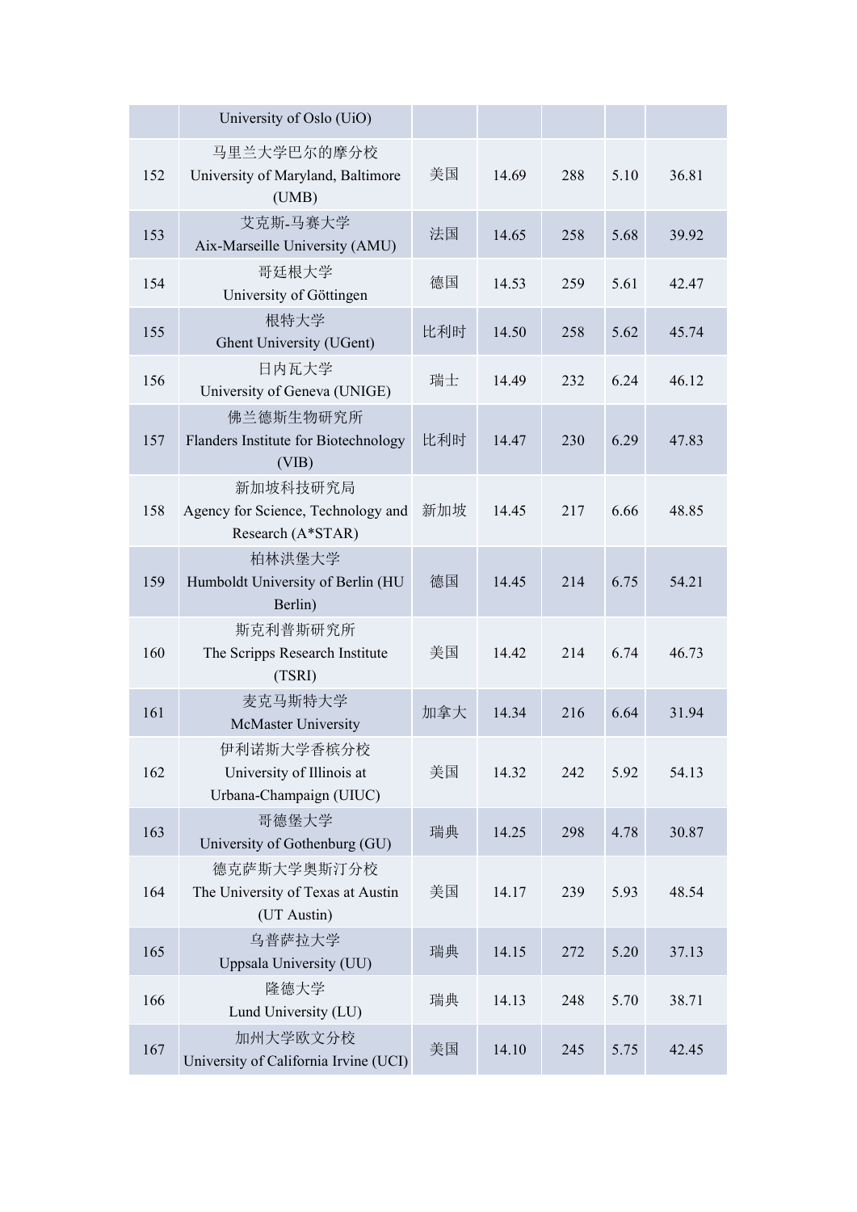| | | | | | | |
|---|---|---|---|---|---|---|
| | University of Oslo (UiO) | | | | | |
| 152 | 马里兰大学巴尔的摩分校 University of Maryland, Baltimore (UMB) | 美国 | 14.69 | 288 | 5.10 | 36.81 |
| 153 | 艾克斯-马赛大学 Aix-Marseille University (AMU) | 法国 | 14.65 | 258 | 5.68 | 39.92 |
| 154 | 哥廷根大学 University of Göttingen | 德国 | 14.53 | 259 | 5.61 | 42.47 |
| 155 | 根特大学 Ghent University (UGent) | 比利时 | 14.50 | 258 | 5.62 | 45.74 |
| 156 | 日内瓦大学 University of Geneva (UNIGE) | 瑞士 | 14.49 | 232 | 6.24 | 46.12 |
| 157 | 佛兰德斯生物研究所 Flanders Institute for Biotechnology (VIB) | 比利时 | 14.47 | 230 | 6.29 | 47.83 |
| 158 | 新加坡科技研究局 Agency for Science, Technology and Research (A*STAR) | 新加坡 | 14.45 | 217 | 6.66 | 48.85 |
| 159 | 柏林洪堡大学 Humboldt University of Berlin (HU Berlin) | 德国 | 14.45 | 214 | 6.75 | 54.21 |
| 160 | 斯克利普斯研究所 The Scripps Research Institute (TSRI) | 美国 | 14.42 | 214 | 6.74 | 46.73 |
| 161 | 麦克马斯特大学 McMaster University | 加拿大 | 14.34 | 216 | 6.64 | 31.94 |
| 162 | 伊利诺斯大学香槟分校 University of Illinois at Urbana-Champaign (UIUC) | 美国 | 14.32 | 242 | 5.92 | 54.13 |
| 163 | 哥德堡大学 University of Gothenburg (GU) | 瑞典 | 14.25 | 298 | 4.78 | 30.87 |
| 164 | 德克萨斯大学奥斯汀分校 The University of Texas at Austin (UT Austin) | 美国 | 14.17 | 239 | 5.93 | 48.54 |
| 165 | 乌普萨拉大学 Uppsala University (UU) | 瑞典 | 14.15 | 272 | 5.20 | 37.13 |
| 166 | 隆德大学 Lund University (LU) | 瑞典 | 14.13 | 248 | 5.70 | 38.71 |
| 167 | 加州大学欧文分校 University of California Irvine (UCI) | 美国 | 14.10 | 245 | 5.75 | 42.45 |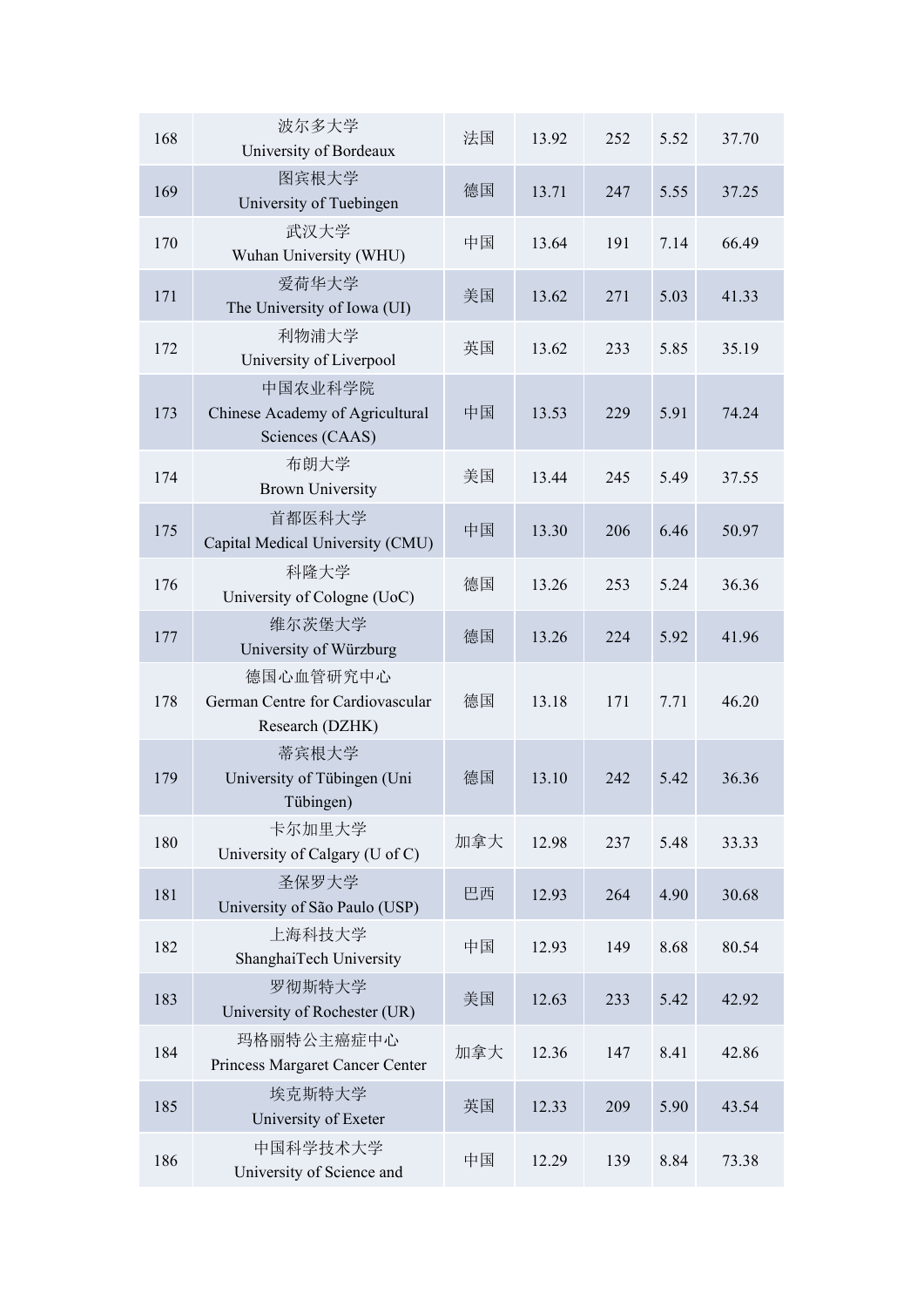| 168 | 波尔多大学 University of Bordeaux | 法国 | 13.92 | 252 | 5.52 | 37.70 |
|---|---|---|---|---|---|---|
| 169 | 图宾根大学 University of Tuebingen | 德国 | 13.71 | 247 | 5.55 | 37.25 |
| 170 | 武汉大学 Wuhan University (WHU) | 中国 | 13.64 | 191 | 7.14 | 66.49 |
| 171 | 爱荷华大学 The University of Iowa (UI) | 美国 | 13.62 | 271 | 5.03 | 41.33 |
| 172 | 利物浦大学 University of Liverpool | 英国 | 13.62 | 233 | 5.85 | 35.19 |
| 173 | 中国农业科学院 Chinese Academy of Agricultural Sciences (CAAS) | 中国 | 13.53 | 229 | 5.91 | 74.24 |
| 174 | 布朗大学 Brown University | 美国 | 13.44 | 245 | 5.49 | 37.55 |
| 175 | 首都医科大学 Capital Medical University (CMU) | 中国 | 13.30 | 206 | 6.46 | 50.97 |
| 176 | 科隆大学 University of Cologne (UoC) | 德国 | 13.26 | 253 | 5.24 | 36.36 |
| 177 | 维尔茨堡大学 University of Würzburg | 德国 | 13.26 | 224 | 5.92 | 41.96 |
| 178 | 德国心血管研究中心 German Centre for Cardiovascular Research (DZHK) | 德国 | 13.18 | 171 | 7.71 | 46.20 |
| 179 | 蒂宾根大学 University of Tübingen (Uni Tübingen) | 德国 | 13.10 | 242 | 5.42 | 36.36 |
| 180 | 卡尔加里大学 University of Calgary (U of C) | 加拿大 | 12.98 | 237 | 5.48 | 33.33 |
| 181 | 圣保罗大学 University of São Paulo (USP) | 巴西 | 12.93 | 264 | 4.90 | 30.68 |
| 182 | 上海科技大学 ShanghaiTech University | 中国 | 12.93 | 149 | 8.68 | 80.54 |
| 183 | 罗彻斯特大学 University of Rochester (UR) | 美国 | 12.63 | 233 | 5.42 | 42.92 |
| 184 | 玛格丽特公主癌症中心 Princess Margaret Cancer Center | 加拿大 | 12.36 | 147 | 8.41 | 42.86 |
| 185 | 埃克斯特大学 University of Exeter | 英国 | 12.33 | 209 | 5.90 | 43.54 |
| 186 | 中国科学技术大学 University of Science and | 中国 | 12.29 | 139 | 8.84 | 73.38 |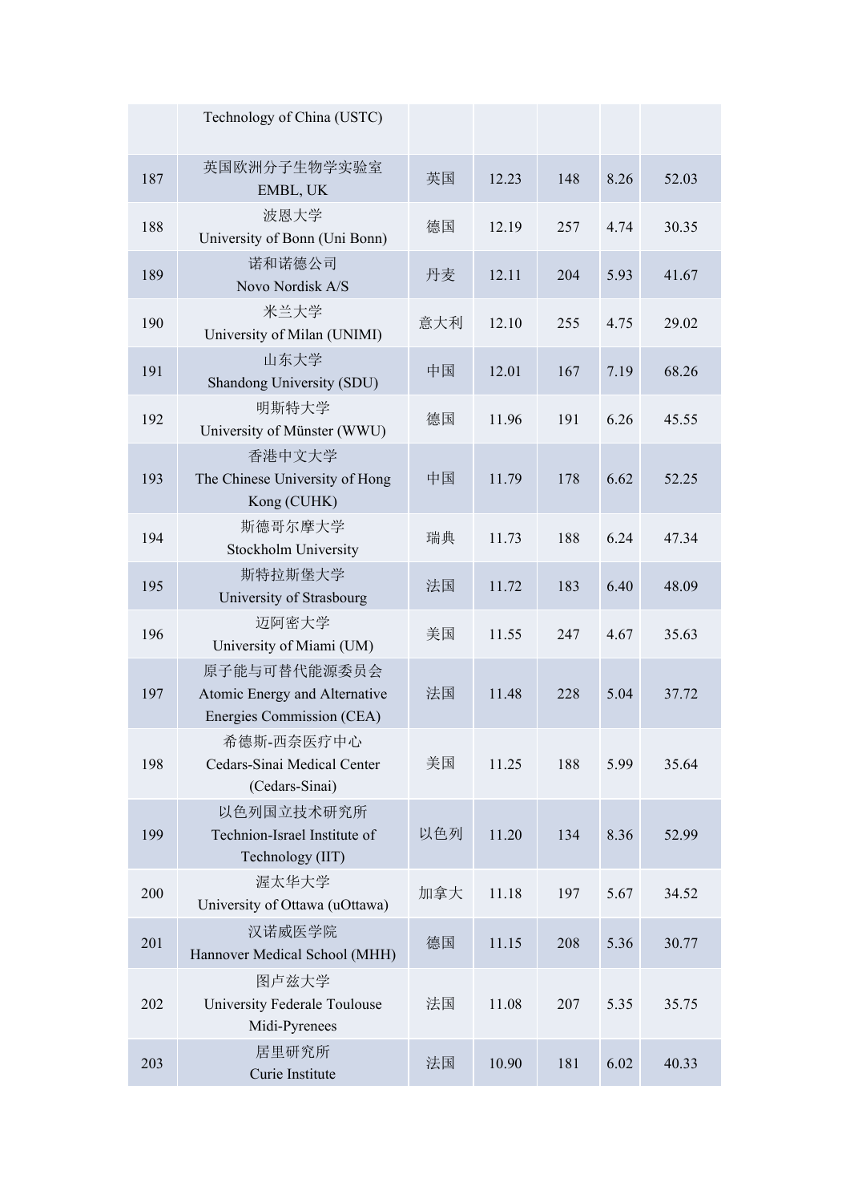| | | | | | | |
|---|---|---|---|---|---|---|
| | Technology of China (USTC) | | | | | |
| 187 | 英国欧洲分子生物学实验室<br>EMBL, UK | 英国 | 12.23 | 148 | 8.26 | 52.03 |
| 188 | 波恩大学<br>University of Bonn (Uni Bonn) | 德国 | 12.19 | 257 | 4.74 | 30.35 |
| 189 | 诺和诺德公司<br>Novo Nordisk A/S | 丹麦 | 12.11 | 204 | 5.93 | 41.67 |
| 190 | 米兰大学<br>University of Milan (UNIMI) | 意大利 | 12.10 | 255 | 4.75 | 29.02 |
| 191 | 山东大学<br>Shandong University (SDU) | 中国 | 12.01 | 167 | 7.19 | 68.26 |
| 192 | 明斯特大学<br>University of Münster (WWU) | 德国 | 11.96 | 191 | 6.26 | 45.55 |
| 193 | 香港中文大学<br>The Chinese University of Hong Kong (CUHK) | 中国 | 11.79 | 178 | 6.62 | 52.25 |
| 194 | 斯德哥尔摩大学<br>Stockholm University | 瑞典 | 11.73 | 188 | 6.24 | 47.34 |
| 195 | 斯特拉斯堡大学<br>University of Strasbourg | 法国 | 11.72 | 183 | 6.40 | 48.09 |
| 196 | 迈阿密大学<br>University of Miami (UM) | 美国 | 11.55 | 247 | 4.67 | 35.63 |
| 197 | 原子能与可替代能源委员会<br>Atomic Energy and Alternative Energies Commission (CEA) | 法国 | 11.48 | 228 | 5.04 | 37.72 |
| 198 | 希德斯-西奈医疗中心<br>Cedars-Sinai Medical Center (Cedars-Sinai) | 美国 | 11.25 | 188 | 5.99 | 35.64 |
| 199 | 以色列国立技术研究所<br>Technion-Israel Institute of Technology (IIT) | 以色列 | 11.20 | 134 | 8.36 | 52.99 |
| 200 | 渥太华大学<br>University of Ottawa (uOttawa) | 加拿大 | 11.18 | 197 | 5.67 | 34.52 |
| 201 | 汉诺威医学院<br>Hannover Medical School (MHH) | 德国 | 11.15 | 208 | 5.36 | 30.77 |
| 202 | 图卢兹大学<br>University Federale Toulouse Midi-Pyrenees | 法国 | 11.08 | 207 | 5.35 | 35.75 |
| 203 | 居里研究所<br>Curie Institute | 法国 | 10.90 | 181 | 6.02 | 40.33 |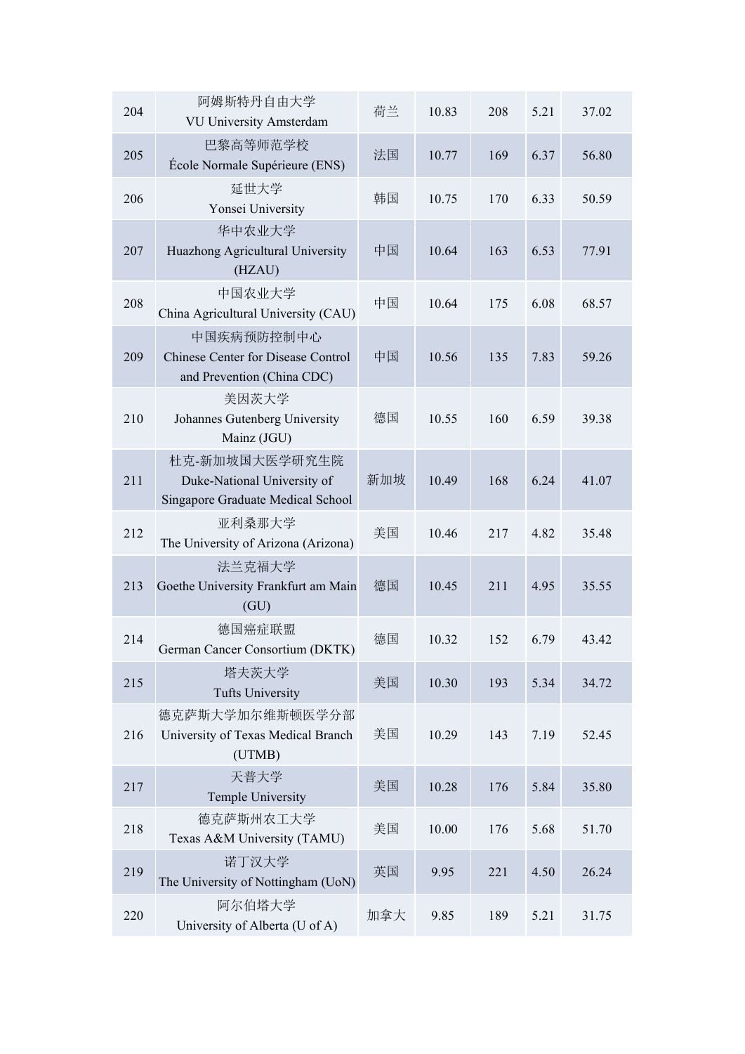| | | | | | | |
|---|---|---|---|---|---|---|
| 204 | 阿姆斯特丹自由大学 VU University Amsterdam | 荷兰 | 10.83 | 208 | 5.21 | 37.02 |
| 205 | 巴黎高等师范学校 École Normale Supérieure (ENS) | 法国 | 10.77 | 169 | 6.37 | 56.80 |
| 206 | 延世大学 Yonsei University | 韩国 | 10.75 | 170 | 6.33 | 50.59 |
| 207 | 华中农业大学 Huazhong Agricultural University (HZAU) | 中国 | 10.64 | 163 | 6.53 | 77.91 |
| 208 | 中国农业大学 China Agricultural University (CAU) | 中国 | 10.64 | 175 | 6.08 | 68.57 |
| 209 | 中国疾病预防控制中心 Chinese Center for Disease Control and Prevention (China CDC) | 中国 | 10.56 | 135 | 7.83 | 59.26 |
| 210 | 美因茨大学 Johannes Gutenberg University Mainz (JGU) | 德国 | 10.55 | 160 | 6.59 | 39.38 |
| 211 | 杜克-新加坡国大医学研究生院 Duke-National University of Singapore Graduate Medical School | 新加坡 | 10.49 | 168 | 6.24 | 41.07 |
| 212 | 亚利桑那大学 The University of Arizona (Arizona) | 美国 | 10.46 | 217 | 4.82 | 35.48 |
| 213 | 法兰克福大学 Goethe University Frankfurt am Main (GU) | 德国 | 10.45 | 211 | 4.95 | 35.55 |
| 214 | 德国癌症联盟 German Cancer Consortium (DKTK) | 德国 | 10.32 | 152 | 6.79 | 43.42 |
| 215 | 塔夫茨大学 Tufts University | 美国 | 10.30 | 193 | 5.34 | 34.72 |
| 216 | 德克萨斯大学加尔维斯顿医学分部 University of Texas Medical Branch (UTMB) | 美国 | 10.29 | 143 | 7.19 | 52.45 |
| 217 | 天普大学 Temple University | 美国 | 10.28 | 176 | 5.84 | 35.80 |
| 218 | 德克萨斯州农工大学 Texas A&M University (TAMU) | 美国 | 10.00 | 176 | 5.68 | 51.70 |
| 219 | 诺丁汉大学 The University of Nottingham (UoN) | 英国 | 9.95 | 221 | 4.50 | 26.24 |
| 220 | 阿尔伯塔大学 University of Alberta (U of A) | 加拿大 | 9.85 | 189 | 5.21 | 31.75 |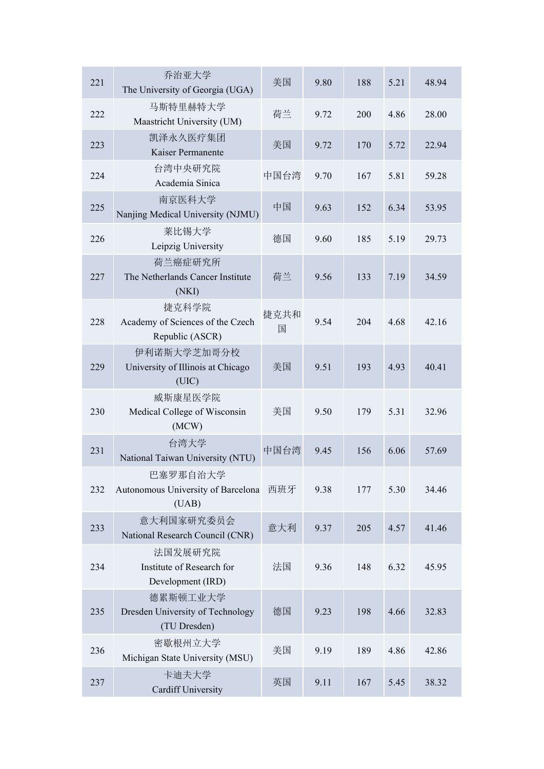| 221 | 乔治亚大学<br>The University of Georgia (UGA) | 美国 | 9.80 | 188 | 5.21 | 48.94 |
|---|---|---|---|---|---|---|
| 222 | 马斯特里赫特大学<br>Maastricht University (UM) | 荷兰 | 9.72 | 200 | 4.86 | 28.00 |
| 223 | 凯泽永久医疗集团<br>Kaiser Permanente | 美国 | 9.72 | 170 | 5.72 | 22.94 |
| 224 | 台湾中央研究院<br>Academia Sinica | 中国台湾 | 9.70 | 167 | 5.81 | 59.28 |
| 225 | 南京医科大学<br>Nanjing Medical University (NJMU) | 中国 | 9.63 | 152 | 6.34 | 53.95 |
| 226 | 莱比锡大学<br>Leipzig University | 德国 | 9.60 | 185 | 5.19 | 29.73 |
| 227 | 荷兰癌症研究所<br>The Netherlands Cancer Institute (NKI) | 荷兰 | 9.56 | 133 | 7.19 | 34.59 |
| 228 | 捷克科学院<br>Academy of Sciences of the Czech Republic (ASCR) | 捷克共和国 | 9.54 | 204 | 4.68 | 42.16 |
| 229 | 伊利诺斯大学芝加哥分校<br>University of Illinois at Chicago (UIC) | 美国 | 9.51 | 193 | 4.93 | 40.41 |
| 230 | 威斯康星医学院<br>Medical College of Wisconsin (MCW) | 美国 | 9.50 | 179 | 5.31 | 32.96 |
| 231 | 台湾大学<br>National Taiwan University (NTU) | 中国台湾 | 9.45 | 156 | 6.06 | 57.69 |
| 232 | 巴塞罗那自治大学<br>Autonomous University of Barcelona (UAB) | 西班牙 | 9.38 | 177 | 5.30 | 34.46 |
| 233 | 意大利国家研究委员会<br>National Research Council (CNR) | 意大利 | 9.37 | 205 | 4.57 | 41.46 |
| 234 | 法国发展研究院<br>Institute of Research for Development (IRD) | 法国 | 9.36 | 148 | 6.32 | 45.95 |
| 235 | 德累斯顿工业大学<br>Dresden University of Technology (TU Dresden) | 德国 | 9.23 | 198 | 4.66 | 32.83 |
| 236 | 密歇根州立大学<br>Michigan State University (MSU) | 美国 | 9.19 | 189 | 4.86 | 42.86 |
| 237 | 卡迪夫大学<br>Cardiff University | 英国 | 9.11 | 167 | 5.45 | 38.32 |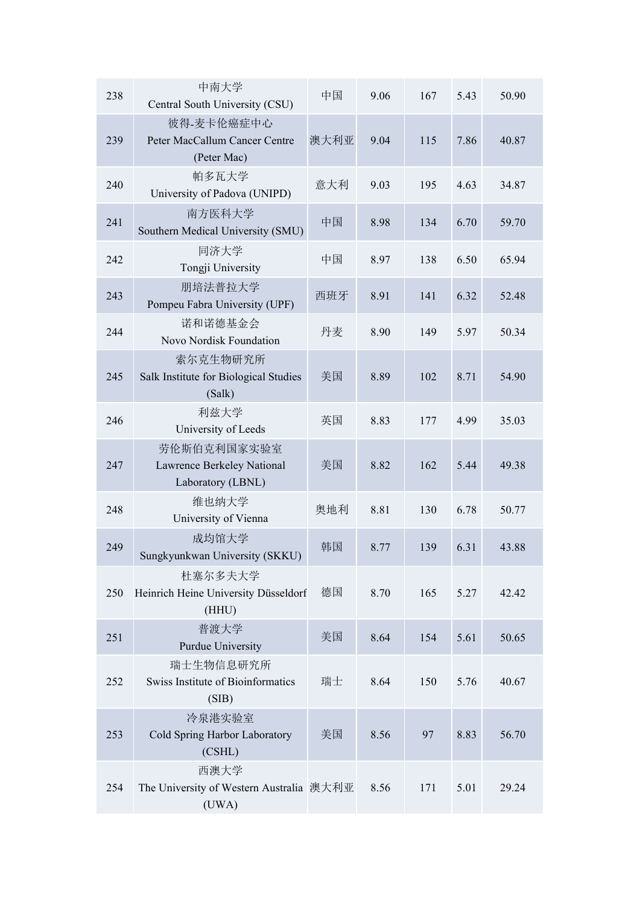| 238 | 中南大学<br>Central South University (CSU) | 中国 | 9.06 | 167 | 5.43 | 50.90 |
|---|---|---|---|---|---|---|
| 239 | 彼得-麦卡伦癌症中心<br>Peter MacCallum Cancer Centre (Peter Mac) | 澳大利亚 | 9.04 | 115 | 7.86 | 40.87 |
| 240 | 帕多瓦大学<br>University of Padova (UNIPD) | 意大利 | 9.03 | 195 | 4.63 | 34.87 |
| 241 | 南方医科大学<br>Southern Medical University (SMU) | 中国 | 8.98 | 134 | 6.70 | 59.70 |
| 242 | 同济大学<br>Tongji University | 中国 | 8.97 | 138 | 6.50 | 65.94 |
| 243 | 朋培法普拉大学<br>Pompeu Fabra University (UPF) | 西班牙 | 8.91 | 141 | 6.32 | 52.48 |
| 244 | 诺和诺德基金会<br>Novo Nordisk Foundation | 丹麦 | 8.90 | 149 | 5.97 | 50.34 |
| 245 | 索尔克生物研究所<br>Salk Institute for Biological Studies (Salk) | 美国 | 8.89 | 102 | 8.71 | 54.90 |
| 246 | 利兹大学<br>University of Leeds | 英国 | 8.83 | 177 | 4.99 | 35.03 |
| 247 | 劳伦斯伯克利国家实验室<br>Lawrence Berkeley National Laboratory (LBNL) | 美国 | 8.82 | 162 | 5.44 | 49.38 |
| 248 | 维也纳大学<br>University of Vienna | 奥地利 | 8.81 | 130 | 6.78 | 50.77 |
| 249 | 成均馆大学<br>Sungkyunkwan University (SKKU) | 韩国 | 8.77 | 139 | 6.31 | 43.88 |
| 250 | 杜塞尔多夫大学<br>Heinrich Heine University Düsseldorf (HHU) | 德国 | 8.70 | 165 | 5.27 | 42.42 |
| 251 | 普渡大学<br>Purdue University | 美国 | 8.64 | 154 | 5.61 | 50.65 |
| 252 | 瑞士生物信息研究所<br>Swiss Institute of Bioinformatics (SIB) | 瑞士 | 8.64 | 150 | 5.76 | 40.67 |
| 253 | 冷泉港实验室<br>Cold Spring Harbor Laboratory (CSHL) | 美国 | 8.56 | 97 | 8.83 | 56.70 |
| 254 | 西澳大学<br>The University of Western Australia (UWA) | 澳大利亚 | 8.56 | 171 | 5.01 | 29.24 |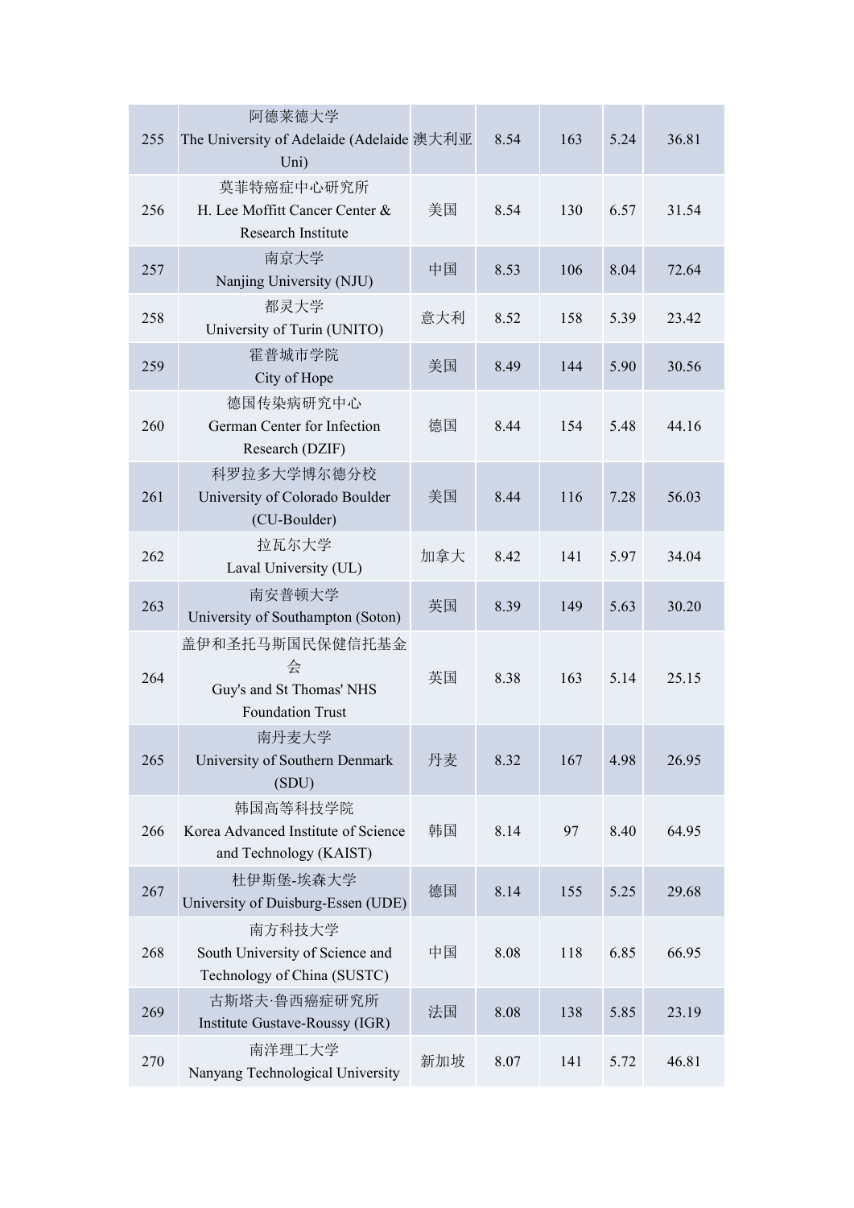| 255 | 阿德莱德大学 The University of Adelaide (Adelaide Uni) | 澳大利亚 | 8.54 | 163 | 5.24 | 36.81 |
|---|---|---|---|---|---|---|
| 256 | 莫菲特癌症中心研究所 H. Lee Moffitt Cancer Center & Research Institute | 美国 | 8.54 | 130 | 6.57 | 31.54 |
| 257 | 南京大学 Nanjing University (NJU) | 中国 | 8.53 | 106 | 8.04 | 72.64 |
| 258 | 都灵大学 University of Turin (UNITO) | 意大利 | 8.52 | 158 | 5.39 | 23.42 |
| 259 | 霍普城市学院 City of Hope | 美国 | 8.49 | 144 | 5.90 | 30.56 |
| 260 | 德国传染病研究中心 German Center for Infection Research (DZIF) | 德国 | 8.44 | 154 | 5.48 | 44.16 |
| 261 | 科罗拉多大学博尔德分校 University of Colorado Boulder (CU-Boulder) | 美国 | 8.44 | 116 | 7.28 | 56.03 |
| 262 | 拉瓦尔大学 Laval University (UL) | 加拿大 | 8.42 | 141 | 5.97 | 34.04 |
| 263 | 南安普顿大学 University of Southampton (Soton) | 英国 | 8.39 | 149 | 5.63 | 30.20 |
| 264 | 盖伊和圣托马斯国民保健信托基金会 Guy's and St Thomas' NHS Foundation Trust | 英国 | 8.38 | 163 | 5.14 | 25.15 |
| 265 | 南丹麦大学 University of Southern Denmark (SDU) | 丹麦 | 8.32 | 167 | 4.98 | 26.95 |
| 266 | 韩国高等科技学院 Korea Advanced Institute of Science and Technology (KAIST) | 韩国 | 8.14 | 97 | 8.40 | 64.95 |
| 267 | 杜伊斯堡-埃森大学 University of Duisburg-Essen (UDE) | 德国 | 8.14 | 155 | 5.25 | 29.68 |
| 268 | 南方科技大学 South University of Science and Technology of China (SUSTC) | 中国 | 8.08 | 118 | 6.85 | 66.95 |
| 269 | 古斯塔夫·鲁西癌症研究所 Institute Gustave-Roussy (IGR) | 法国 | 8.08 | 138 | 5.85 | 23.19 |
| 270 | 南洋理工大学 Nanyang Technological University | 新加坡 | 8.07 | 141 | 5.72 | 46.81 |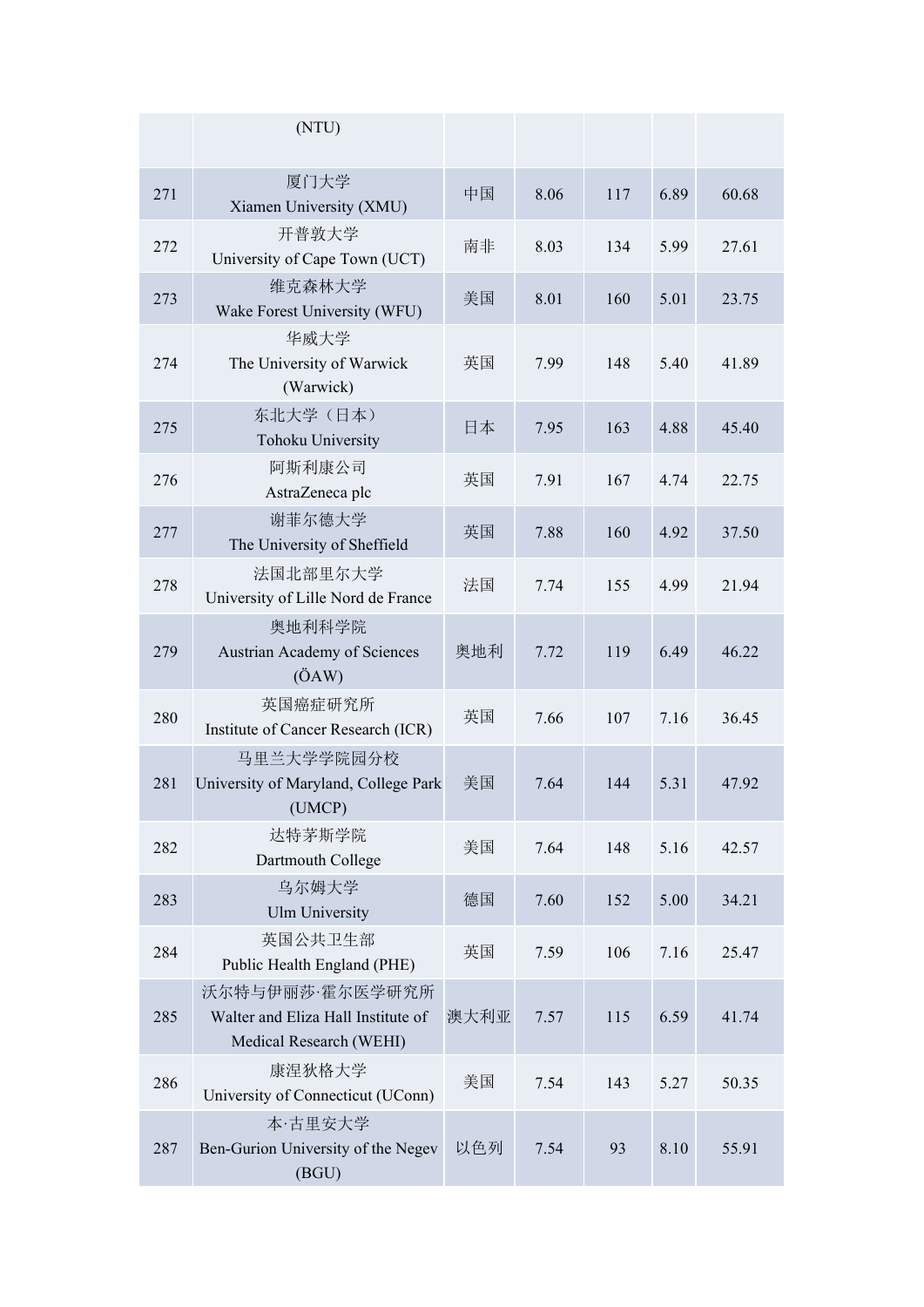| | | | | | | |
|---|---|---|---|---|---|---|
| | (NTU) | | | | | |
| 271 | 厦门大学 Xiamen University (XMU) | 中国 | 8.06 | 117 | 6.89 | 60.68 |
| 272 | 开普敦大学 University of Cape Town (UCT) | 南非 | 8.03 | 134 | 5.99 | 27.61 |
| 273 | 维克森林大学 Wake Forest University (WFU) | 美国 | 8.01 | 160 | 5.01 | 23.75 |
| 274 | 华威大学 The University of Warwick (Warwick) | 英国 | 7.99 | 148 | 5.40 | 41.89 |
| 275 | 东北大学（日本） Tohoku University | 日本 | 7.95 | 163 | 4.88 | 45.40 |
| 276 | 阿斯利康公司 AstraZeneca plc | 英国 | 7.91 | 167 | 4.74 | 22.75 |
| 277 | 谢菲尔德大学 The University of Sheffield | 英国 | 7.88 | 160 | 4.92 | 37.50 |
| 278 | 法国北部里尔大学 University of Lille Nord de France | 法国 | 7.74 | 155 | 4.99 | 21.94 |
| 279 | 奥地利科学院 Austrian Academy of Sciences (ÖAW) | 奥地利 | 7.72 | 119 | 6.49 | 46.22 |
| 280 | 英国癌症研究所 Institute of Cancer Research (ICR) | 英国 | 7.66 | 107 | 7.16 | 36.45 |
| 281 | 马里兰大学学院园分校 University of Maryland, College Park (UMCP) | 美国 | 7.64 | 144 | 5.31 | 47.92 |
| 282 | 达特茅斯学院 Dartmouth College | 美国 | 7.64 | 148 | 5.16 | 42.57 |
| 283 | 乌尔姆大学 Ulm University | 德国 | 7.60 | 152 | 5.00 | 34.21 |
| 284 | 英国公共卫生部 Public Health England (PHE) | 英国 | 7.59 | 106 | 7.16 | 25.47 |
| 285 | 沃尔特与伊丽莎·霍尔医学研究所 Walter and Eliza Hall Institute of Medical Research (WEHI) | 澳大利亚 | 7.57 | 115 | 6.59 | 41.74 |
| 286 | 康涅狄格大学 University of Connecticut (UConn) | 美国 | 7.54 | 143 | 5.27 | 50.35 |
| 287 | 本·古里安大学 Ben-Gurion University of the Negev (BGU) | 以色列 | 7.54 | 93 | 8.10 | 55.91 |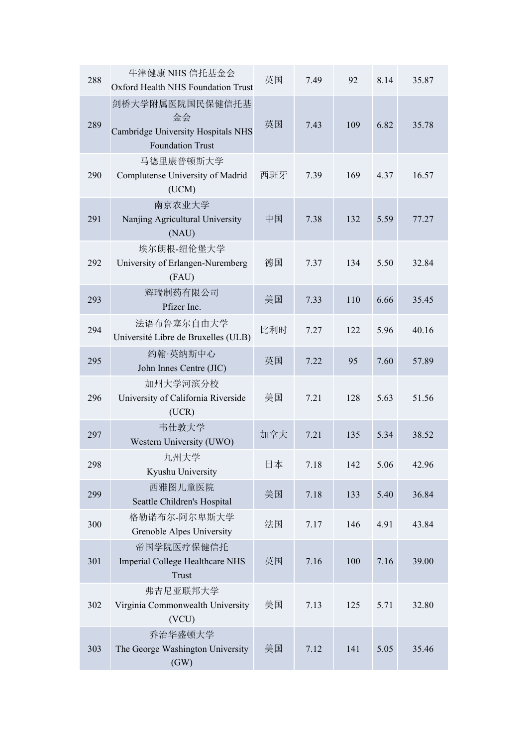| 288 | 牛津健康 NHS 信托基金会<br>Oxford Health NHS Foundation Trust | 英国 | 7.49 | 92 | 8.14 | 35.87 |
|---|---|---|---|---|---|---|
| 289 | 剑桥大学附属医院国民保健信托基金会<br>Cambridge University Hospitals NHS Foundation Trust | 英国 | 7.43 | 109 | 6.82 | 35.78 |
| 290 | 马德里康普顿斯大学<br>Complutense University of Madrid (UCM) | 西班牙 | 7.39 | 169 | 4.37 | 16.57 |
| 291 | 南京农业大学<br>Nanjing Agricultural University (NAU) | 中国 | 7.38 | 132 | 5.59 | 77.27 |
| 292 | 埃尔朗根-纽伦堡大学<br>University of Erlangen-Nuremberg (FAU) | 德国 | 7.37 | 134 | 5.50 | 32.84 |
| 293 | 辉瑞制药有限公司<br>Pfizer Inc. | 美国 | 7.33 | 110 | 6.66 | 35.45 |
| 294 | 法语布鲁塞尔自由大学<br>Université Libre de Bruxelles (ULB) | 比利时 | 7.27 | 122 | 5.96 | 40.16 |
| 295 | 约翰·英纳斯中心<br>John Innes Centre (JIC) | 英国 | 7.22 | 95 | 7.60 | 57.89 |
| 296 | 加州大学河滨分校<br>University of California Riverside (UCR) | 美国 | 7.21 | 128 | 5.63 | 51.56 |
| 297 | 韦仕敦大学<br>Western University (UWO) | 加拿大 | 7.21 | 135 | 5.34 | 38.52 |
| 298 | 九州大学<br>Kyushu University | 日本 | 7.18 | 142 | 5.06 | 42.96 |
| 299 | 西雅图儿童医院<br>Seattle Children's Hospital | 美国 | 7.18 | 133 | 5.40 | 36.84 |
| 300 | 格勒诺布尔-阿尔卑斯大学<br>Grenoble Alpes University | 法国 | 7.17 | 146 | 4.91 | 43.84 |
| 301 | 帝国学院医疗保健信托<br>Imperial College Healthcare NHS Trust | 英国 | 7.16 | 100 | 7.16 | 39.00 |
| 302 | 弗吉尼亚联邦大学<br>Virginia Commonwealth University (VCU) | 美国 | 7.13 | 125 | 5.71 | 32.80 |
| 303 | 乔治华盛顿大学<br>The George Washington University (GW) | 美国 | 7.12 | 141 | 5.05 | 35.46 |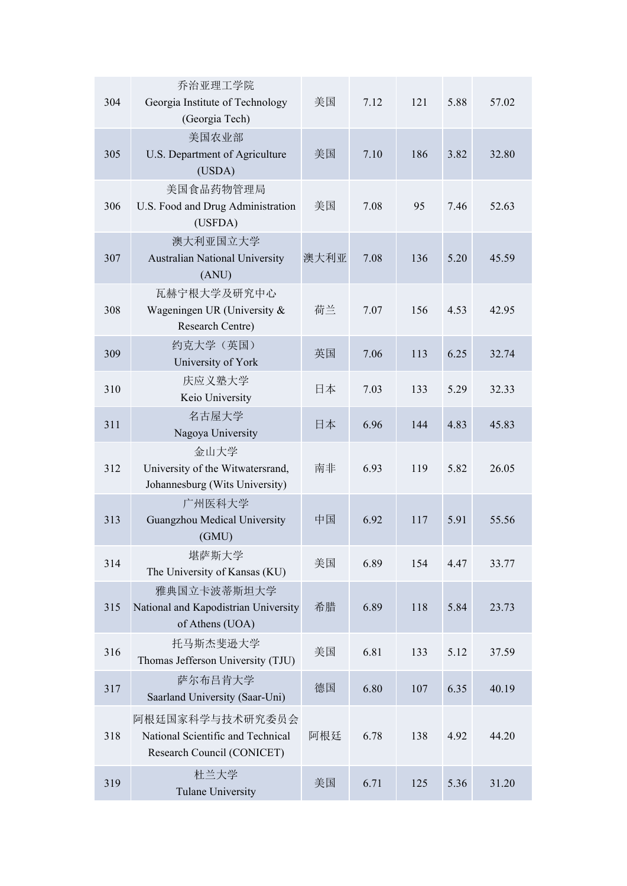| 304 | 乔治亚理工学院<br>Georgia Institute of Technology<br>(Georgia Tech) | 美国 | 7.12 | 121 | 5.88 | 57.02 |
|---|---|---|---|---|---|---|
| 305 | 美国农业部<br>U.S. Department of Agriculture<br>(USDA) | 美国 | 7.10 | 186 | 3.82 | 32.80 |
| 306 | 美国食品药物管理局<br>U.S. Food and Drug Administration<br>(USFDA) | 美国 | 7.08 | 95 | 7.46 | 52.63 |
| 307 | 澳大利亚国立大学<br>Australian National University<br>(ANU) | 澳大利亚 | 7.08 | 136 | 5.20 | 45.59 |
| 308 | 瓦赫宁根大学及研究中心<br>Wageningen UR (University &<br>Research Centre) | 荷兰 | 7.07 | 156 | 4.53 | 42.95 |
| 309 | 约克大学（英国）<br>University of York | 英国 | 7.06 | 113 | 6.25 | 32.74 |
| 310 | 庆应义塾大学<br>Keio University | 日本 | 7.03 | 133 | 5.29 | 32.33 |
| 311 | 名古屋大学<br>Nagoya University | 日本 | 6.96 | 144 | 4.83 | 45.83 |
| 312 | 金山大学<br>University of the Witwatersrand,<br>Johannesburg (Wits University) | 南非 | 6.93 | 119 | 5.82 | 26.05 |
| 313 | 广州医科大学<br>Guangzhou Medical University<br>(GMU) | 中国 | 6.92 | 117 | 5.91 | 55.56 |
| 314 | 堪萨斯大学<br>The University of Kansas (KU) | 美国 | 6.89 | 154 | 4.47 | 33.77 |
| 315 | 雅典国立卡波蒂斯坦大学<br>National and Kapodistrian University<br>of Athens (UOA) | 希腊 | 6.89 | 118 | 5.84 | 23.73 |
| 316 | 托马斯杰斐逊大学<br>Thomas Jefferson University (TJU) | 美国 | 6.81 | 133 | 5.12 | 37.59 |
| 317 | 萨尔布吕肯大学<br>Saarland University (Saar-Uni) | 德国 | 6.80 | 107 | 6.35 | 40.19 |
| 318 | 阿根廷国家科学与技术研究委员会<br>National Scientific and Technical<br>Research Council (CONICET) | 阿根廷 | 6.78 | 138 | 4.92 | 44.20 |
| 319 | 杜兰大学<br>Tulane University | 美国 | 6.71 | 125 | 5.36 | 31.20 |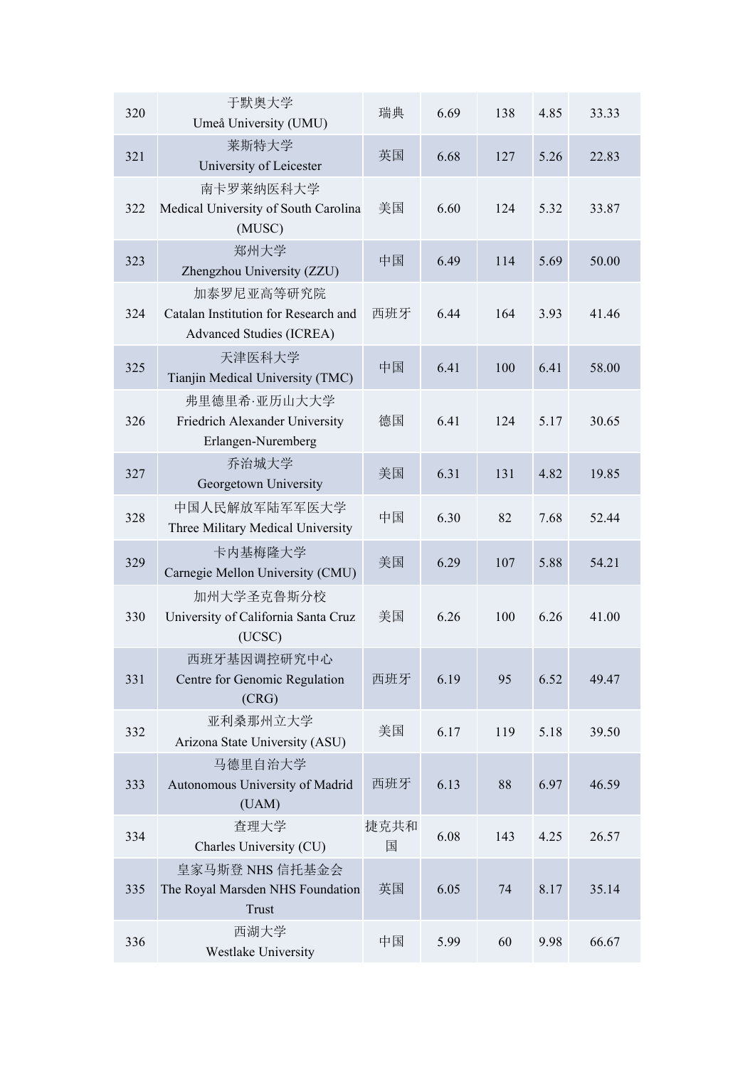| | | | | | | |
|---|---|---|---|---|---|---|
| 320 | 于默奥大学<br>Umeå University (UMU) | 瑞典 | 6.69 | 138 | 4.85 | 33.33 |
| 321 | 莱斯特大学<br>University of Leicester | 英国 | 6.68 | 127 | 5.26 | 22.83 |
| 322 | 南卡罗莱纳医科大学<br>Medical University of South Carolina (MUSC) | 美国 | 6.60 | 124 | 5.32 | 33.87 |
| 323 | 郑州大学<br>Zhengzhou University (ZZU) | 中国 | 6.49 | 114 | 5.69 | 50.00 |
| 324 | 加泰罗尼亚高等研究院<br>Catalan Institution for Research and Advanced Studies (ICREA) | 西班牙 | 6.44 | 164 | 3.93 | 41.46 |
| 325 | 天津医科大学<br>Tianjin Medical University (TMC) | 中国 | 6.41 | 100 | 6.41 | 58.00 |
| 326 | 弗里德里希·亚历山大大学<br>Friedrich Alexander University Erlangen-Nuremberg | 德国 | 6.41 | 124 | 5.17 | 30.65 |
| 327 | 乔治城大学<br>Georgetown University | 美国 | 6.31 | 131 | 4.82 | 19.85 |
| 328 | 中国人民解放军陆军军医大学<br>Three Military Medical University | 中国 | 6.30 | 82 | 7.68 | 52.44 |
| 329 | 卡内基梅隆大学<br>Carnegie Mellon University (CMU) | 美国 | 6.29 | 107 | 5.88 | 54.21 |
| 330 | 加州大学圣克鲁斯分校<br>University of California Santa Cruz (UCSC) | 美国 | 6.26 | 100 | 6.26 | 41.00 |
| 331 | 西班牙基因调控研究中心<br>Centre for Genomic Regulation (CRG) | 西班牙 | 6.19 | 95 | 6.52 | 49.47 |
| 332 | 亚利桑那州立大学<br>Arizona State University (ASU) | 美国 | 6.17 | 119 | 5.18 | 39.50 |
| 333 | 马德里自治大学<br>Autonomous University of Madrid (UAM) | 西班牙 | 6.13 | 88 | 6.97 | 46.59 |
| 334 | 查理大学<br>Charles University (CU) | 捷克共和国 | 6.08 | 143 | 4.25 | 26.57 |
| 335 | 皇家马斯登 NHS 信托基金会<br>The Royal Marsden NHS Foundation Trust | 英国 | 6.05 | 74 | 8.17 | 35.14 |
| 336 | 西湖大学<br>Westlake University | 中国 | 5.99 | 60 | 9.98 | 66.67 |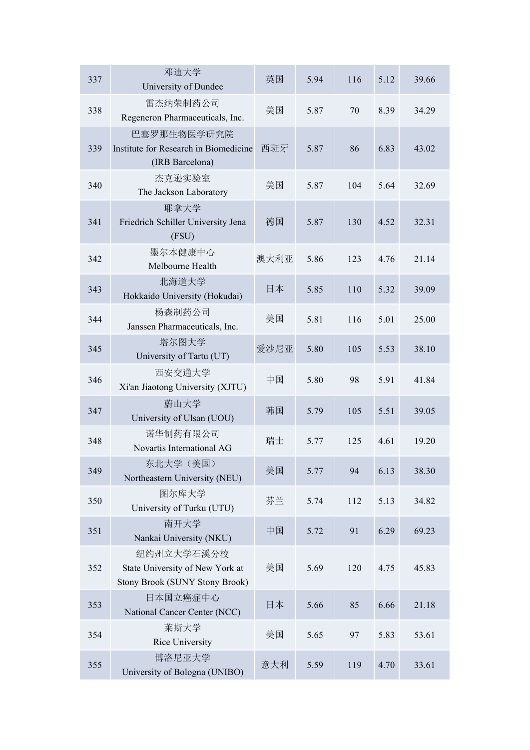| 337 | 邓迪大学<br>University of Dundee | 英国 | 5.94 | 116 | 5.12 | 39.66 |
|---|---|---|---|---|---|---|
| 338 | 雷杰纳荣制药公司<br>Regeneron Pharmaceuticals, Inc. | 美国 | 5.87 | 70 | 8.39 | 34.29 |
| 339 | 巴塞罗那生物医学研究院<br>Institute for Research in Biomedicine (IRB Barcelona) | 西班牙 | 5.87 | 86 | 6.83 | 43.02 |
| 340 | 杰克逊实验室<br>The Jackson Laboratory | 美国 | 5.87 | 104 | 5.64 | 32.69 |
| 341 | 耶拿大学<br>Friedrich Schiller University Jena (FSU) | 德国 | 5.87 | 130 | 4.52 | 32.31 |
| 342 | 墨尔本健康中心<br>Melbourne Health | 澳大利亚 | 5.86 | 123 | 4.76 | 21.14 |
| 343 | 北海道大学<br>Hokkaido University (Hokudai) | 日本 | 5.85 | 110 | 5.32 | 39.09 |
| 344 | 杨森制药公司<br>Janssen Pharmaceuticals, Inc. | 美国 | 5.81 | 116 | 5.01 | 25.00 |
| 345 | 塔尔图大学<br>University of Tartu (UT) | 爱沙尼亚 | 5.80 | 105 | 5.53 | 38.10 |
| 346 | 西安交通大学<br>Xi'an Jiaotong University (XJTU) | 中国 | 5.80 | 98 | 5.91 | 41.84 |
| 347 | 蔚山大学<br>University of Ulsan (UOU) | 韩国 | 5.79 | 105 | 5.51 | 39.05 |
| 348 | 诺华制药有限公司<br>Novartis International AG | 瑞士 | 5.77 | 125 | 4.61 | 19.20 |
| 349 | 东北大学（美国）<br>Northeastern University (NEU) | 美国 | 5.77 | 94 | 6.13 | 38.30 |
| 350 | 图尔库大学<br>University of Turku (UTU) | 芬兰 | 5.74 | 112 | 5.13 | 34.82 |
| 351 | 南开大学<br>Nankai University (NKU) | 中国 | 5.72 | 91 | 6.29 | 69.23 |
| 352 | 纽约州立大学石溪分校<br>State University of New York at Stony Brook (SUNY Stony Brook) | 美国 | 5.69 | 120 | 4.75 | 45.83 |
| 353 | 日本国立癌症中心<br>National Cancer Center (NCC) | 日本 | 5.66 | 85 | 6.66 | 21.18 |
| 354 | 莱斯大学<br>Rice University | 美国 | 5.65 | 97 | 5.83 | 53.61 |
| 355 | 博洛尼亚大学<br>University of Bologna (UNIBO) | 意大利 | 5.59 | 119 | 4.70 | 33.61 |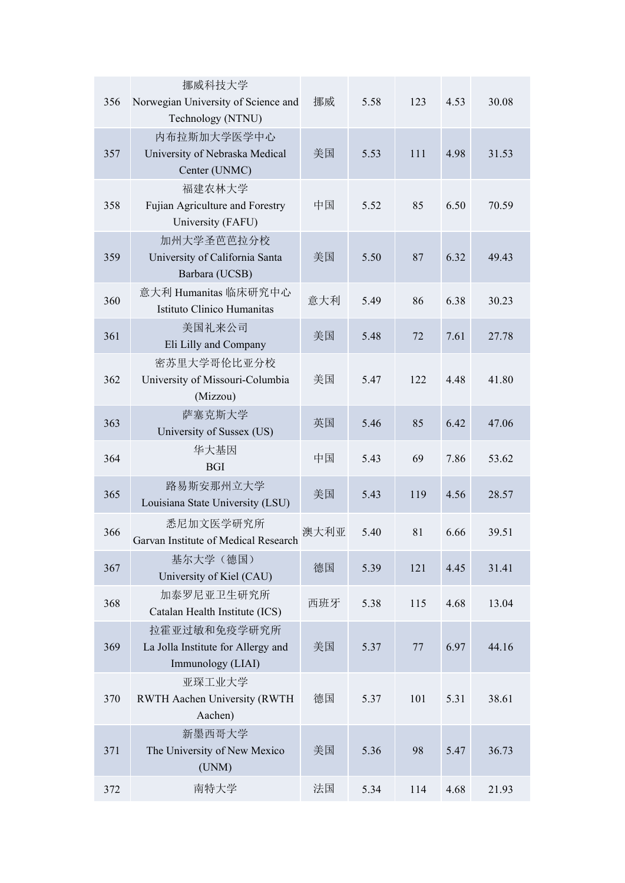| 356 | 挪威科技大学 Norwegian University of Science and Technology (NTNU) | 挪威 | 5.58 | 123 | 4.53 | 30.08 |
|---|---|---|---|---|---|---|
| 357 | 内布拉斯加大学医学中心 University of Nebraska Medical Center (UNMC) | 美国 | 5.53 | 111 | 4.98 | 31.53 |
| 358 | 福建农林大学 Fujian Agriculture and Forestry University (FAFU) | 中国 | 5.52 | 85 | 6.50 | 70.59 |
| 359 | 加州大学圣芭芭拉分校 University of California Santa Barbara (UCSB) | 美国 | 5.50 | 87 | 6.32 | 49.43 |
| 360 | 意大利 Humanitas 临床研究中心 Istituto Clinico Humanitas | 意大利 | 5.49 | 86 | 6.38 | 30.23 |
| 361 | 美国礼来公司 Eli Lilly and Company | 美国 | 5.48 | 72 | 7.61 | 27.78 |
| 362 | 密苏里大学哥伦比亚分校 University of Missouri-Columbia (Mizzou) | 美国 | 5.47 | 122 | 4.48 | 41.80 |
| 363 | 萨塞克斯大学 University of Sussex (US) | 英国 | 5.46 | 85 | 6.42 | 47.06 |
| 364 | 华大基因 BGI | 中国 | 5.43 | 69 | 7.86 | 53.62 |
| 365 | 路易斯安那州立大学 Louisiana State University (LSU) | 美国 | 5.43 | 119 | 4.56 | 28.57 |
| 366 | 悉尼加文医学研究所 Garvan Institute of Medical Research | 澳大利亚 | 5.40 | 81 | 6.66 | 39.51 |
| 367 | 基尔大学（德国） University of Kiel (CAU) | 德国 | 5.39 | 121 | 4.45 | 31.41 |
| 368 | 加泰罗尼亚卫生研究所 Catalan Health Institute (ICS) | 西班牙 | 5.38 | 115 | 4.68 | 13.04 |
| 369 | 拉霍亚过敏和免疫学研究所 La Jolla Institute for Allergy and Immunology (LIAI) | 美国 | 5.37 | 77 | 6.97 | 44.16 |
| 370 | 亚琛工业大学 RWTH Aachen University (RWTH Aachen) | 德国 | 5.37 | 101 | 5.31 | 38.61 |
| 371 | 新墨西哥大学 The University of New Mexico (UNM) | 美国 | 5.36 | 98 | 5.47 | 36.73 |
| 372 | 南特大学 | 法国 | 5.34 | 114 | 4.68 | 21.93 |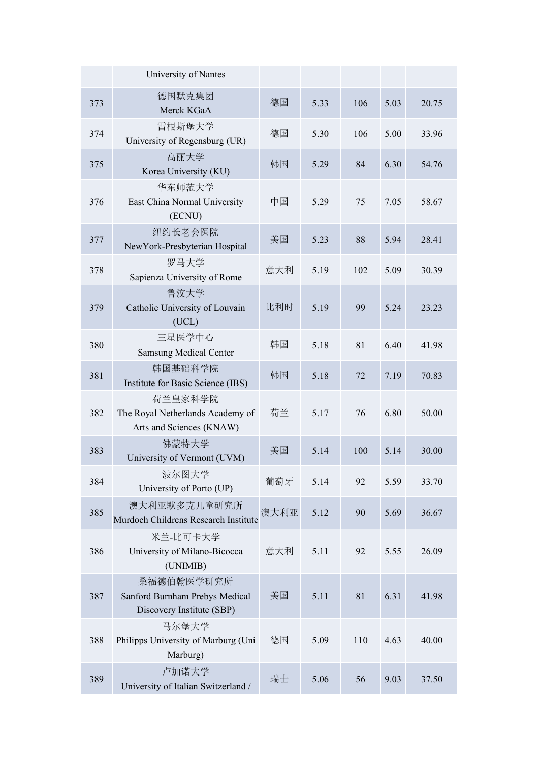|  | University of Nantes |  |  |  |  |  |
|---|---|---|---|---|---|---|
| 373 | 德国默克集团<br>Merck KGaA | 德国 | 5.33 | 106 | 5.03 | 20.75 |
| 374 | 雷根斯堡大学<br>University of Regensburg (UR) | 德国 | 5.30 | 106 | 5.00 | 33.96 |
| 375 | 高丽大学<br>Korea University (KU) | 韩国 | 5.29 | 84 | 6.30 | 54.76 |
| 376 | 华东师范大学<br>East China Normal University (ECNU) | 中国 | 5.29 | 75 | 7.05 | 58.67 |
| 377 | 纽约长老会医院<br>NewYork-Presbyterian Hospital | 美国 | 5.23 | 88 | 5.94 | 28.41 |
| 378 | 罗马大学<br>Sapienza University of Rome | 意大利 | 5.19 | 102 | 5.09 | 30.39 |
| 379 | 鲁汶大学<br>Catholic University of Louvain (UCL) | 比利时 | 5.19 | 99 | 5.24 | 23.23 |
| 380 | 三星医学中心<br>Samsung Medical Center | 韩国 | 5.18 | 81 | 6.40 | 41.98 |
| 381 | 韩国基础科学院<br>Institute for Basic Science (IBS) | 韩国 | 5.18 | 72 | 7.19 | 70.83 |
| 382 | 荷兰皇家科学院<br>The Royal Netherlands Academy of Arts and Sciences (KNAW) | 荷兰 | 5.17 | 76 | 6.80 | 50.00 |
| 383 | 佛蒙特大学<br>University of Vermont (UVM) | 美国 | 5.14 | 100 | 5.14 | 30.00 |
| 384 | 波尔图大学<br>University of Porto (UP) | 葡萄牙 | 5.14 | 92 | 5.59 | 33.70 |
| 385 | 澳大利亚默多克儿童研究所<br>Murdoch Childrens Research Institute | 澳大利亚 | 5.12 | 90 | 5.69 | 36.67 |
| 386 | 米兰-比可卡大学<br>University of Milano-Bicocca (UNIMIB) | 意大利 | 5.11 | 92 | 5.55 | 26.09 |
| 387 | 桑福德伯翰医学研究所<br>Sanford Burnham Prebys Medical Discovery Institute (SBP) | 美国 | 5.11 | 81 | 6.31 | 41.98 |
| 388 | 马尔堡大学<br>Philipps University of Marburg (Uni Marburg) | 德国 | 5.09 | 110 | 4.63 | 40.00 |
| 389 | 卢加诺大学<br>University of Italian Switzerland / | 瑞士 | 5.06 | 56 | 9.03 | 37.50 |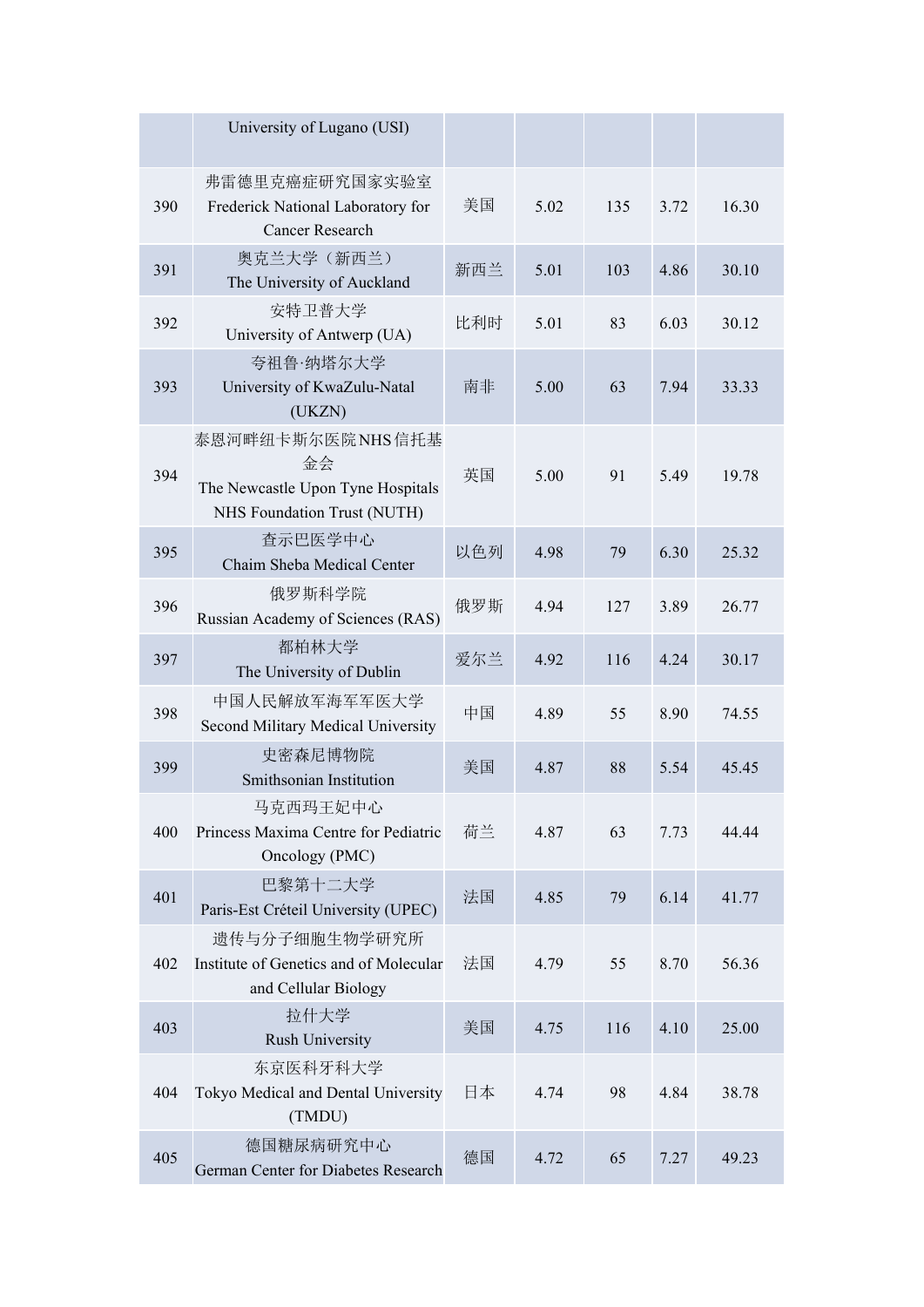| | | | | | | |
|---|---|---|---|---|---|---|
| | University of Lugano (USI) | | | | | |
| 390 | 弗雷德里克癌症研究国家实验室 Frederick National Laboratory for Cancer Research | 美国 | 5.02 | 135 | 3.72 | 16.30 |
| 391 | 奥克兰大学（新西兰） The University of Auckland | 新西兰 | 5.01 | 103 | 4.86 | 30.10 |
| 392 | 安特卫普大学 University of Antwerp (UA) | 比利时 | 5.01 | 83 | 6.03 | 30.12 |
| 393 | 夸祖鲁·纳塔尔大学 University of KwaZulu-Natal (UKZN) | 南非 | 5.00 | 63 | 7.94 | 33.33 |
| 394 | 泰恩河畔纽卡斯尔医院NHS信托基金会 The Newcastle Upon Tyne Hospitals NHS Foundation Trust (NUTH) | 英国 | 5.00 | 91 | 5.49 | 19.78 |
| 395 | 查示巴医学中心 Chaim Sheba Medical Center | 以色列 | 4.98 | 79 | 6.30 | 25.32 |
| 396 | 俄罗斯科学院 Russian Academy of Sciences (RAS) | 俄罗斯 | 4.94 | 127 | 3.89 | 26.77 |
| 397 | 都柏林大学 The University of Dublin | 爱尔兰 | 4.92 | 116 | 4.24 | 30.17 |
| 398 | 中国人民解放军海军军医大学 Second Military Medical University | 中国 | 4.89 | 55 | 8.90 | 74.55 |
| 399 | 史密森尼博物院 Smithsonian Institution | 美国 | 4.87 | 88 | 5.54 | 45.45 |
| 400 | 马克西玛王妃中心 Princess Maxima Centre for Pediatric Oncology (PMC) | 荷兰 | 4.87 | 63 | 7.73 | 44.44 |
| 401 | 巴黎第十二大学 Paris-Est Créteil University (UPEC) | 法国 | 4.85 | 79 | 6.14 | 41.77 |
| 402 | 遗传与分子细胞生物学研究所 Institute of Genetics and of Molecular and Cellular Biology | 法国 | 4.79 | 55 | 8.70 | 56.36 |
| 403 | 拉什大学 Rush University | 美国 | 4.75 | 116 | 4.10 | 25.00 |
| 404 | 东京医科牙科大学 Tokyo Medical and Dental University (TMDU) | 日本 | 4.74 | 98 | 4.84 | 38.78 |
| 405 | 德国糖尿病研究中心 German Center for Diabetes Research | 德国 | 4.72 | 65 | 7.27 | 49.23 |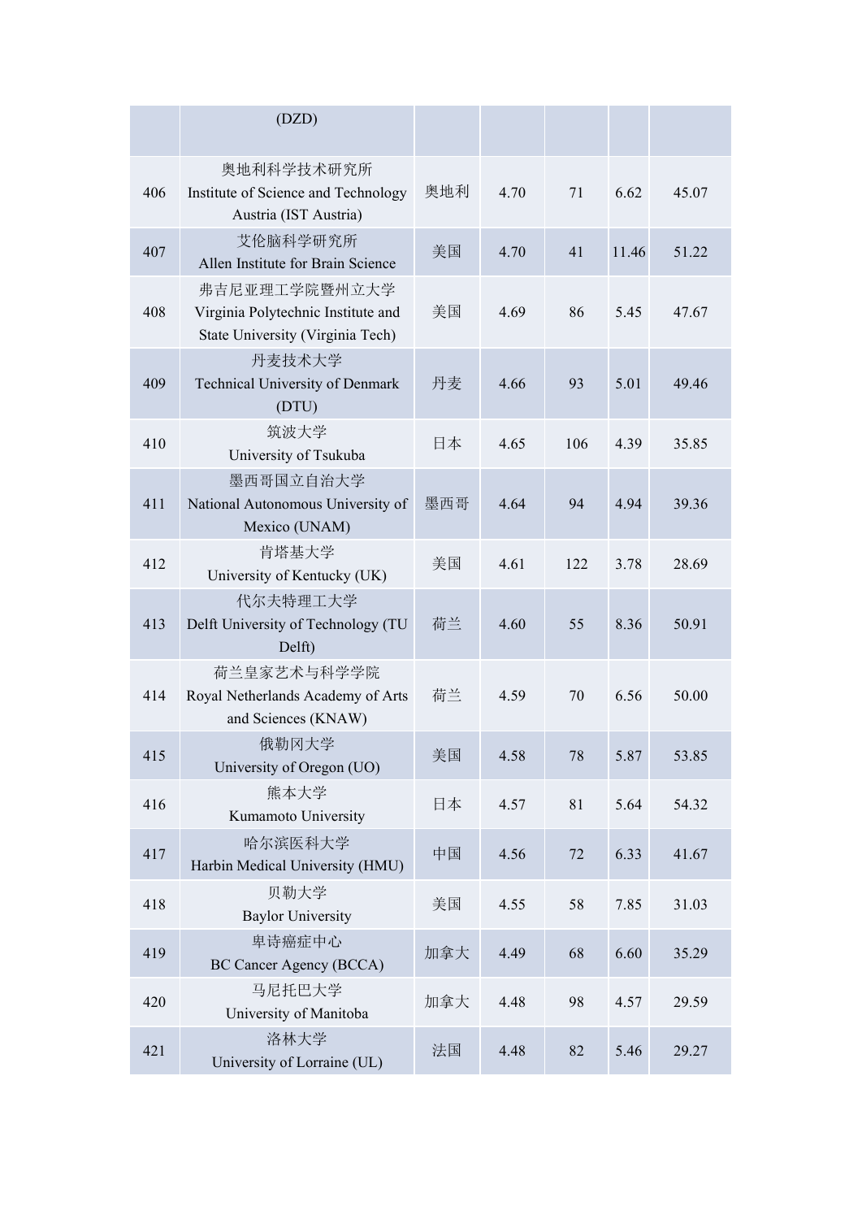| | (DZD) | | | | | |
|---|---|---|---|---|---|---|
| 406 | 奥地利科学技术研究所<br>Institute of Science and Technology Austria (IST Austria) | 奥地利 | 4.70 | 71 | 6.62 | 45.07 |
| 407 | 艾伦脑科学研究所<br>Allen Institute for Brain Science | 美国 | 4.70 | 41 | 11.46 | 51.22 |
| 408 | 弗吉尼亚理工学院暨州立大学<br>Virginia Polytechnic Institute and State University (Virginia Tech) | 美国 | 4.69 | 86 | 5.45 | 47.67 |
| 409 | 丹麦技术大学<br>Technical University of Denmark (DTU) | 丹麦 | 4.66 | 93 | 5.01 | 49.46 |
| 410 | 筑波大学<br>University of Tsukuba | 日本 | 4.65 | 106 | 4.39 | 35.85 |
| 411 | 墨西哥国立自治大学<br>National Autonomous University of Mexico (UNAM) | 墨西哥 | 4.64 | 94 | 4.94 | 39.36 |
| 412 | 肯塔基大学<br>University of Kentucky (UK) | 美国 | 4.61 | 122 | 3.78 | 28.69 |
| 413 | 代尔夫特理工大学<br>Delft University of Technology (TU Delft) | 荷兰 | 4.60 | 55 | 8.36 | 50.91 |
| 414 | 荷兰皇家艺术与科学学院<br>Royal Netherlands Academy of Arts and Sciences (KNAW) | 荷兰 | 4.59 | 70 | 6.56 | 50.00 |
| 415 | 俄勒冈大学<br>University of Oregon (UO) | 美国 | 4.58 | 78 | 5.87 | 53.85 |
| 416 | 熊本大学<br>Kumamoto University | 日本 | 4.57 | 81 | 5.64 | 54.32 |
| 417 | 哈尔滨医科大学<br>Harbin Medical University (HMU) | 中国 | 4.56 | 72 | 6.33 | 41.67 |
| 418 | 贝勒大学<br>Baylor University | 美国 | 4.55 | 58 | 7.85 | 31.03 |
| 419 | 卑诗癌症中心<br>BC Cancer Agency (BCCA) | 加拿大 | 4.49 | 68 | 6.60 | 35.29 |
| 420 | 马尼托巴大学<br>University of Manitoba | 加拿大 | 4.48 | 98 | 4.57 | 29.59 |
| 421 | 洛林大学<br>University of Lorraine (UL) | 法国 | 4.48 | 82 | 5.46 | 29.27 |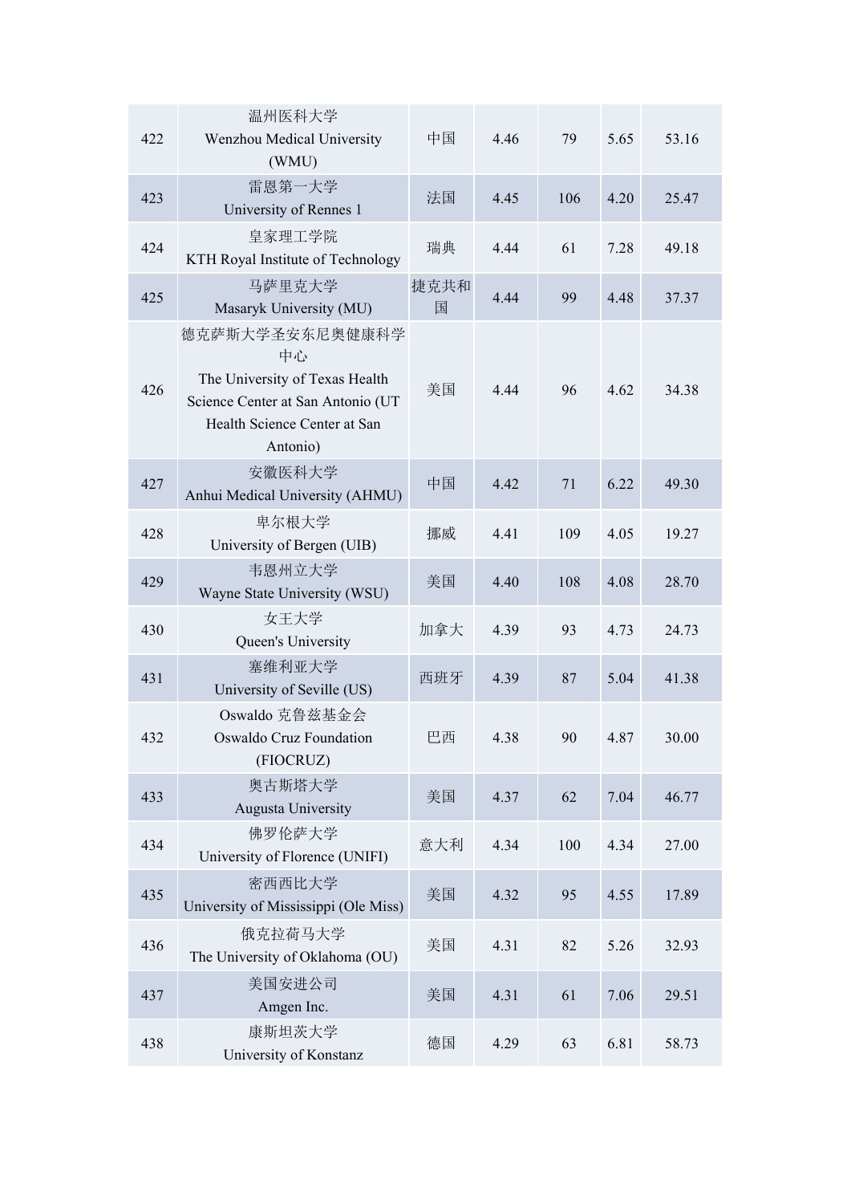| 422 | 温州医科大学 Wenzhou Medical University (WMU) | 中国 | 4.46 | 79 | 5.65 | 53.16 |
|---|---|---|---|---|---|---|
| 423 | 雷恩第一大学 University of Rennes 1 | 法国 | 4.45 | 106 | 4.20 | 25.47 |
| 424 | 皇家理工学院 KTH Royal Institute of Technology | 瑞典 | 4.44 | 61 | 7.28 | 49.18 |
| 425 | 马萨里克大学 Masaryk University (MU) | 捷克共和国 | 4.44 | 99 | 4.48 | 37.37 |
| 426 | 德克萨斯大学圣安东尼奥健康科学中心 The University of Texas Health Science Center at San Antonio (UT Health Science Center at San Antonio) | 美国 | 4.44 | 96 | 4.62 | 34.38 |
| 427 | 安徽医科大学 Anhui Medical University (AHMU) | 中国 | 4.42 | 71 | 6.22 | 49.30 |
| 428 | 卑尔根大学 University of Bergen (UIB) | 挪威 | 4.41 | 109 | 4.05 | 19.27 |
| 429 | 韦恩州立大学 Wayne State University (WSU) | 美国 | 4.40 | 108 | 4.08 | 28.70 |
| 430 | 女王大学 Queen's University | 加拿大 | 4.39 | 93 | 4.73 | 24.73 |
| 431 | 塞维利亚大学 University of Seville (US) | 西班牙 | 4.39 | 87 | 5.04 | 41.38 |
| 432 | Oswaldo 克鲁兹基金会 Oswaldo Cruz Foundation (FIOCRUZ) | 巴西 | 4.38 | 90 | 4.87 | 30.00 |
| 433 | 奥古斯塔大学 Augusta University | 美国 | 4.37 | 62 | 7.04 | 46.77 |
| 434 | 佛罗伦萨大学 University of Florence (UNIFI) | 意大利 | 4.34 | 100 | 4.34 | 27.00 |
| 435 | 密西西比大学 University of Mississippi (Ole Miss) | 美国 | 4.32 | 95 | 4.55 | 17.89 |
| 436 | 俄克拉荷马大学 The University of Oklahoma (OU) | 美国 | 4.31 | 82 | 5.26 | 32.93 |
| 437 | 美国安进公司 Amgen Inc. | 美国 | 4.31 | 61 | 7.06 | 29.51 |
| 438 | 康斯坦茨大学 University of Konstanz | 德国 | 4.29 | 63 | 6.81 | 58.73 |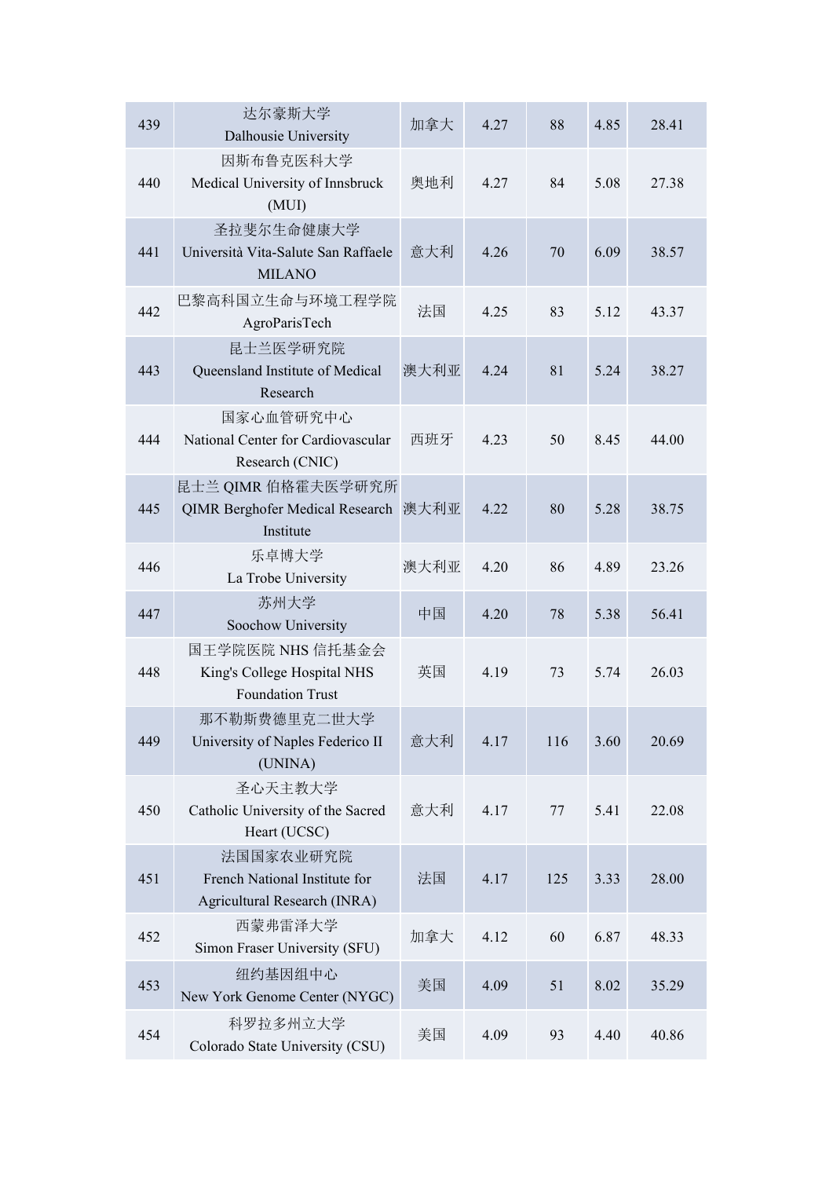| 439 | 达尔豪斯大学<br>Dalhousie University | 加拿大 | 4.27 | 88 | 4.85 | 28.41 |
|---|---|---|---|---|---|---|
| 440 | 因斯布鲁克医科大学<br>Medical University of Innsbruck (MUI) | 奥地利 | 4.27 | 84 | 5.08 | 27.38 |
| 441 | 圣拉斐尔生命健康大学<br>Università Vita-Salute San Raffaele MILANO | 意大利 | 4.26 | 70 | 6.09 | 38.57 |
| 442 | 巴黎高科国立生命与环境工程学院<br>AgroParisTech | 法国 | 4.25 | 83 | 5.12 | 43.37 |
| 443 | 昆士兰医学研究院<br>Queensland Institute of Medical Research | 澳大利亚 | 4.24 | 81 | 5.24 | 38.27 |
| 444 | 国家心血管研究中心<br>National Center for Cardiovascular Research (CNIC) | 西班牙 | 4.23 | 50 | 8.45 | 44.00 |
| 445 | 昆士兰 QIMR 伯格霍夫医学研究所<br>QIMR Berghofer Medical Research Institute | 澳大利亚 | 4.22 | 80 | 5.28 | 38.75 |
| 446 | 乐卓博大学<br>La Trobe University | 澳大利亚 | 4.20 | 86 | 4.89 | 23.26 |
| 447 | 苏州大学<br>Soochow University | 中国 | 4.20 | 78 | 5.38 | 56.41 |
| 448 | 国王学院医院 NHS 信托基金会<br>King's College Hospital NHS Foundation Trust | 英国 | 4.19 | 73 | 5.74 | 26.03 |
| 449 | 那不勒斯费德里克二世大学<br>University of Naples Federico II (UNINA) | 意大利 | 4.17 | 116 | 3.60 | 20.69 |
| 450 | 圣心天主教大学<br>Catholic University of the Sacred Heart (UCSC) | 意大利 | 4.17 | 77 | 5.41 | 22.08 |
| 451 | 法国国家农业研究院<br>French National Institute for Agricultural Research (INRA) | 法国 | 4.17 | 125 | 3.33 | 28.00 |
| 452 | 西蒙弗雷泽大学<br>Simon Fraser University (SFU) | 加拿大 | 4.12 | 60 | 6.87 | 48.33 |
| 453 | 纽约基因组中心<br>New York Genome Center (NYGC) | 美国 | 4.09 | 51 | 8.02 | 35.29 |
| 454 | 科罗拉多州立大学<br>Colorado State University (CSU) | 美国 | 4.09 | 93 | 4.40 | 40.86 |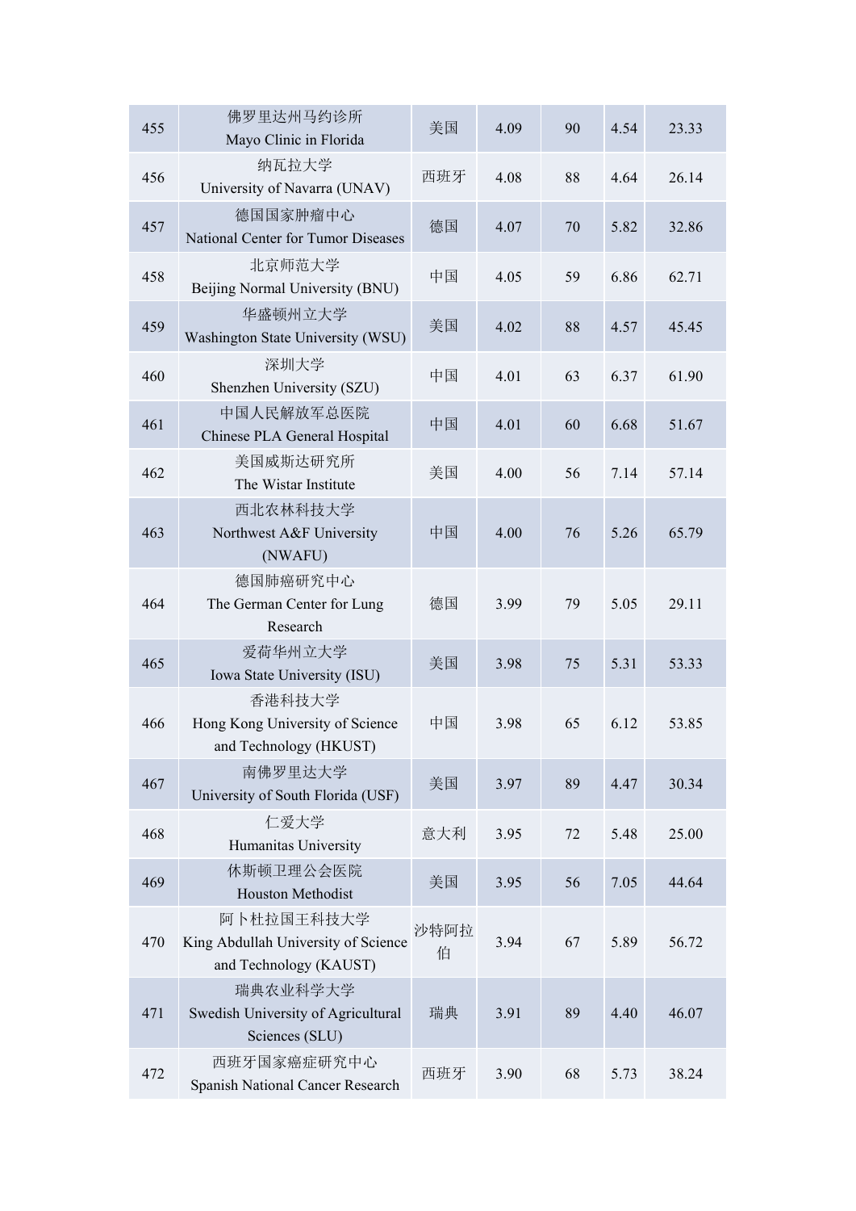| 455 | 佛罗里达州马约诊所<br>Mayo Clinic in Florida | 美国 | 4.09 | 90 | 4.54 | 23.33 |
|---|---|---|---|---|---|---|
| 456 | 纳瓦拉大学<br>University of Navarra (UNAV) | 西班牙 | 4.08 | 88 | 4.64 | 26.14 |
| 457 | 德国国家肿瘤中心<br>National Center for Tumor Diseases | 德国 | 4.07 | 70 | 5.82 | 32.86 |
| 458 | 北京师范大学<br>Beijing Normal University (BNU) | 中国 | 4.05 | 59 | 6.86 | 62.71 |
| 459 | 华盛顿州立大学<br>Washington State University (WSU) | 美国 | 4.02 | 88 | 4.57 | 45.45 |
| 460 | 深圳大学<br>Shenzhen University (SZU) | 中国 | 4.01 | 63 | 6.37 | 61.90 |
| 461 | 中国人民解放军总医院<br>Chinese PLA General Hospital | 中国 | 4.01 | 60 | 6.68 | 51.67 |
| 462 | 美国威斯达研究所<br>The Wistar Institute | 美国 | 4.00 | 56 | 7.14 | 57.14 |
| 463 | 西北农林科技大学<br>Northwest A&F University (NWAFU) | 中国 | 4.00 | 76 | 5.26 | 65.79 |
| 464 | 德国肺癌研究中心<br>The German Center for Lung Research | 德国 | 3.99 | 79 | 5.05 | 29.11 |
| 465 | 爱荷华州立大学<br>Iowa State University (ISU) | 美国 | 3.98 | 75 | 5.31 | 53.33 |
| 466 | 香港科技大学<br>Hong Kong University of Science and Technology (HKUST) | 中国 | 3.98 | 65 | 6.12 | 53.85 |
| 467 | 南佛罗里达大学<br>University of South Florida (USF) | 美国 | 3.97 | 89 | 4.47 | 30.34 |
| 468 | 仁爱大学<br>Humanitas University | 意大利 | 3.95 | 72 | 5.48 | 25.00 |
| 469 | 休斯顿卫理公会医院<br>Houston Methodist | 美国 | 3.95 | 56 | 7.05 | 44.64 |
| 470 | 阿卜杜拉国王科技大学<br>King Abdullah University of Science and Technology (KAUST) | 沙特阿拉伯 | 3.94 | 67 | 5.89 | 56.72 |
| 471 | 瑞典农业科学大学<br>Swedish University of Agricultural Sciences (SLU) | 瑞典 | 3.91 | 89 | 4.40 | 46.07 |
| 472 | 西班牙国家癌症研究中心<br>Spanish National Cancer Research | 西班牙 | 3.90 | 68 | 5.73 | 38.24 |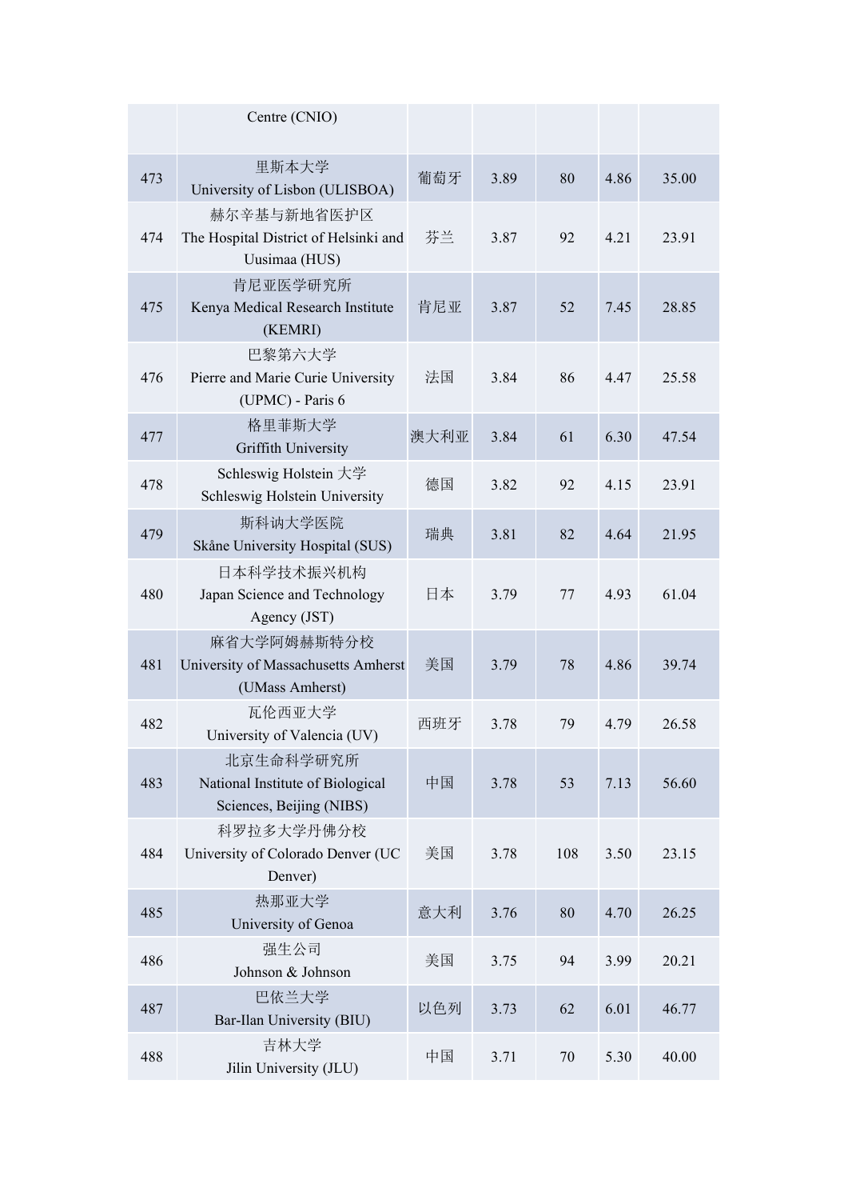| | | | | | | |
|---|---|---|---|---|---|---|
| | Centre (CNIO) | | | | | |
| 473 | 里斯本大学 University of Lisbon (ULISBOA) | 葡萄牙 | 3.89 | 80 | 4.86 | 35.00 |
| 474 | 赫尔辛基与新地省医护区 The Hospital District of Helsinki and Uusimaa (HUS) | 芬兰 | 3.87 | 92 | 4.21 | 23.91 |
| 475 | 肯尼亚医学研究所 Kenya Medical Research Institute (KEMRI) | 肯尼亚 | 3.87 | 52 | 7.45 | 28.85 |
| 476 | 巴黎第六大学 Pierre and Marie Curie University (UPMC) - Paris 6 | 法国 | 3.84 | 86 | 4.47 | 25.58 |
| 477 | 格里菲斯大学 Griffith University | 澳大利亚 | 3.84 | 61 | 6.30 | 47.54 |
| 478 | Schleswig Holstein 大学 Schleswig Holstein University | 德国 | 3.82 | 92 | 4.15 | 23.91 |
| 479 | 斯科讷大学医院 Skåne University Hospital (SUS) | 瑞典 | 3.81 | 82 | 4.64 | 21.95 |
| 480 | 日本科学技术振兴机构 Japan Science and Technology Agency (JST) | 日本 | 3.79 | 77 | 4.93 | 61.04 |
| 481 | 麻省大学阿姆赫斯特分校 University of Massachusetts Amherst (UMass Amherst) | 美国 | 3.79 | 78 | 4.86 | 39.74 |
| 482 | 瓦伦西亚大学 University of Valencia (UV) | 西班牙 | 3.78 | 79 | 4.79 | 26.58 |
| 483 | 北京生命科学研究所 National Institute of Biological Sciences, Beijing (NIBS) | 中国 | 3.78 | 53 | 7.13 | 56.60 |
| 484 | 科罗拉多大学丹佛分校 University of Colorado Denver (UC Denver) | 美国 | 3.78 | 108 | 3.50 | 23.15 |
| 485 | 热那亚大学 University of Genoa | 意大利 | 3.76 | 80 | 4.70 | 26.25 |
| 486 | 强生公司 Johnson & Johnson | 美国 | 3.75 | 94 | 3.99 | 20.21 |
| 487 | 巴依兰大学 Bar-Ilan University (BIU) | 以色列 | 3.73 | 62 | 6.01 | 46.77 |
| 488 | 吉林大学 Jilin University (JLU) | 中国 | 3.71 | 70 | 5.30 | 40.00 |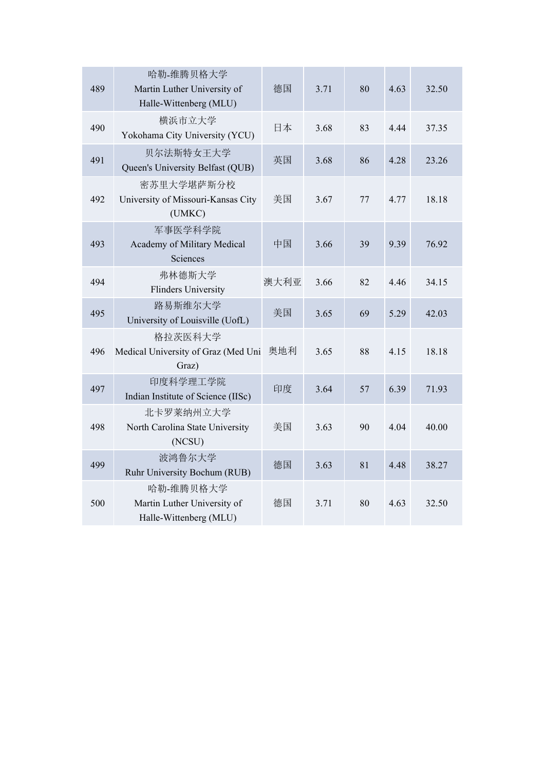| | | | | | | |
|---|---|---|---|---|---|---|
| 489 | 哈勒-维腾贝格大学<br>Martin Luther University of Halle-Wittenberg (MLU) | 德国 | 3.71 | 80 | 4.63 | 32.50 |
| 490 | 横浜市立大学<br>Yokohama City University (YCU) | 日本 | 3.68 | 83 | 4.44 | 37.35 |
| 491 | 贝尔法斯特女王大学<br>Queen's University Belfast (QUB) | 英国 | 3.68 | 86 | 4.28 | 23.26 |
| 492 | 密苏里大学堪萨斯分校<br>University of Missouri-Kansas City (UMKC) | 美国 | 3.67 | 77 | 4.77 | 18.18 |
| 493 | 军事医学科学院<br>Academy of Military Medical Sciences | 中国 | 3.66 | 39 | 9.39 | 76.92 |
| 494 | 弗林德斯大学<br>Flinders University | 澳大利亚 | 3.66 | 82 | 4.46 | 34.15 |
| 495 | 路易斯维尔大学<br>University of Louisville (UofL) | 美国 | 3.65 | 69 | 5.29 | 42.03 |
| 496 | 格拉茨医科大学<br>Medical University of Graz (Med Uni Graz) | 奥地利 | 3.65 | 88 | 4.15 | 18.18 |
| 497 | 印度科学理工学院<br>Indian Institute of Science (IISc) | 印度 | 3.64 | 57 | 6.39 | 71.93 |
| 498 | 北卡罗莱纳州立大学<br>North Carolina State University (NCSU) | 美国 | 3.63 | 90 | 4.04 | 40.00 |
| 499 | 波鸿鲁尔大学<br>Ruhr University Bochum (RUB) | 德国 | 3.63 | 81 | 4.48 | 38.27 |
| 500 | 哈勒-维腾贝格大学<br>Martin Luther University of Halle-Wittenberg (MLU) | 德国 | 3.71 | 80 | 4.63 | 32.50 |